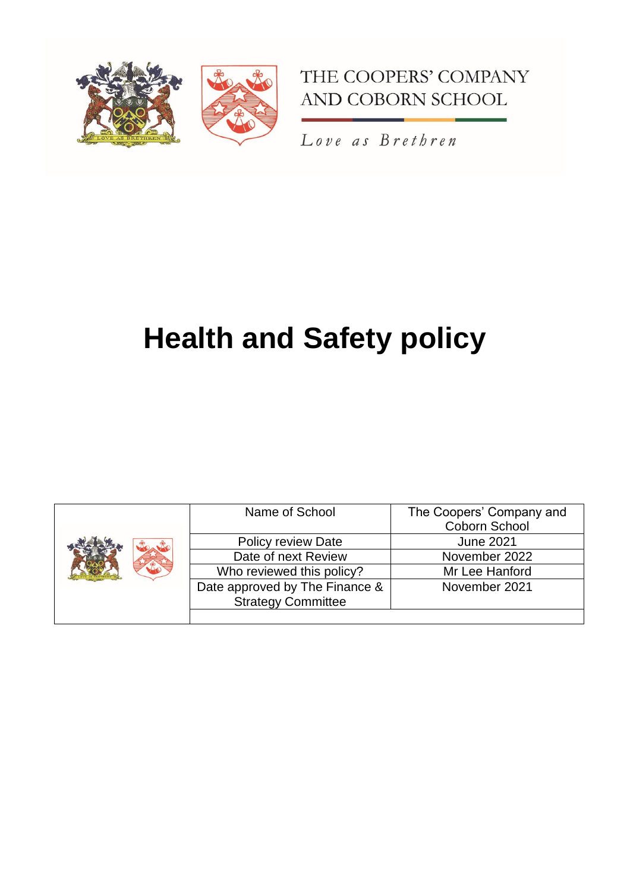THE COOPERS' COMPANY AND COBORN SCHOOL

*Love as Brethren*

# Health and Safety policy

| | | |
|---|---|---|
| | Name of School | The Coopers' Company and Coborn School |
| | Policy review Date | June 2021 |
| | Date of next Review | November 2022 |
| | Who reviewed this policy? | Mr Lee Hanford |
| | Date approved by The Finance & Strategy Committee | November 2021 |
| | | |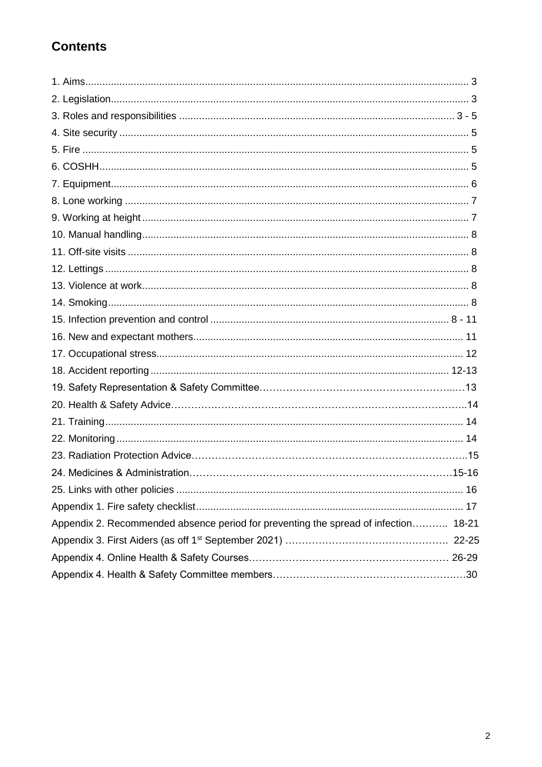## Contents

1. Aims...................................................................................................................................... 3
2. Legislation............................................................................................................................ 3
3. Roles and responsibilities ................................................................................................. 3 - 5
4. Site security .......................................................................................................................... 5
5. Fire ....................................................................................................................................... 5
6. COSHH.................................................................................................................................. 5
7. Equipment............................................................................................................................. 6
8. Lone working ........................................................................................................................ 7
9. Working at height .................................................................................................................. 7
10. Manual handling.................................................................................................................. 8
11. Off-site visits ....................................................................................................................... 8
12. Lettings ............................................................................................................................... 8
13. Violence at work.................................................................................................................. 8
14. Smoking.............................................................................................................................. 8
15. Infection prevention and control .................................................................................... 8 - 11
16. New and expectant mothers.............................................................................................. 11
17. Occupational stress........................................................................................................... 12
18. Accident reporting ........................................................................................................ 12-13
19. Safety Representation & Safety Committee……………………………………………………..13
20. Health & Safety Advice……………………………………………………………………………..14
21. Training............................................................................................................................. 14
22. Monitoring ......................................................................................................................... 14
23. Radiation Protection Advice……………………………………………………………………..15
24. Medicines & Administration……………………………………………………………………15-16
25. Links with other policies .................................................................................................... 16

Appendix 1. Fire safety checklist............................................................................................. 17

Appendix 2. Recommended absence period for preventing the spread of infection……….. 18-21

Appendix 3. First Aiders (as off 1st September 2021) ………………………………………… 22-25

Appendix 4. Online Health & Safety Courses…………………………………………………… 26-29

Appendix 4. Health & Safety Committee members……………………………………………..30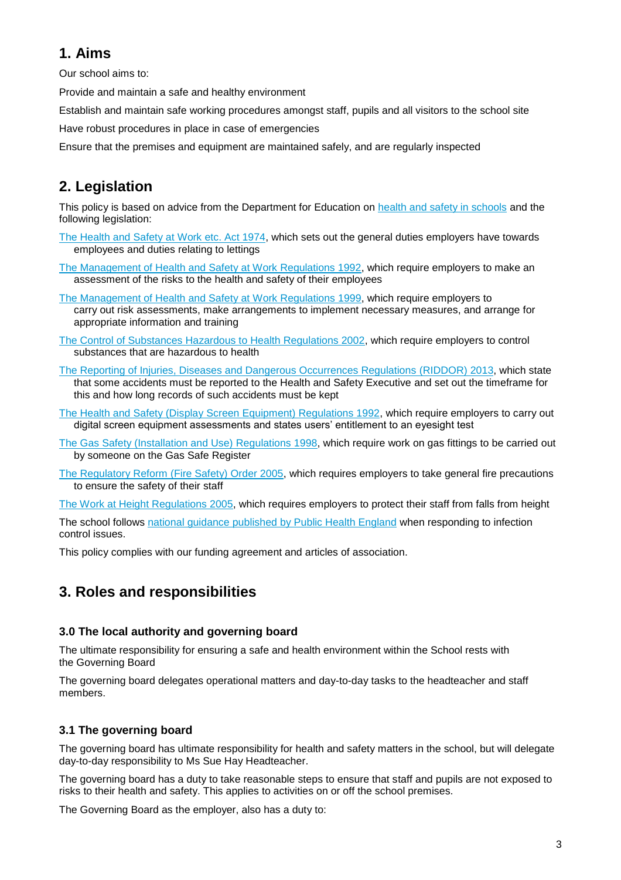## 1. Aims

Our school aims to:

Provide and maintain a safe and healthy environment

Establish and maintain safe working procedures amongst staff, pupils and all visitors to the school site

Have robust procedures in place in case of emergencies

Ensure that the premises and equipment are maintained safely, and are regularly inspected

## 2. Legislation

This policy is based on advice from the Department for Education on health and safety in schools and the following legislation:

The Health and Safety at Work etc. Act 1974, which sets out the general duties employers have towards employees and duties relating to lettings

The Management of Health and Safety at Work Regulations 1992, which require employers to make an assessment of the risks to the health and safety of their employees

The Management of Health and Safety at Work Regulations 1999, which require employers to carry out risk assessments, make arrangements to implement necessary measures, and arrange for appropriate information and training

The Control of Substances Hazardous to Health Regulations 2002, which require employers to control substances that are hazardous to health

The Reporting of Injuries, Diseases and Dangerous Occurrences Regulations (RIDDOR) 2013, which state that some accidents must be reported to the Health and Safety Executive and set out the timeframe for this and how long records of such accidents must be kept

The Health and Safety (Display Screen Equipment) Regulations 1992, which require employers to carry out digital screen equipment assessments and states users' entitlement to an eyesight test

The Gas Safety (Installation and Use) Regulations 1998, which require work on gas fittings to be carried out by someone on the Gas Safe Register

The Regulatory Reform (Fire Safety) Order 2005, which requires employers to take general fire precautions to ensure the safety of their staff

The Work at Height Regulations 2005, which requires employers to protect their staff from falls from height

The school follows national guidance published by Public Health England when responding to infection control issues.

This policy complies with our funding agreement and articles of association.

## 3. Roles and responsibilities

### 3.0 The local authority and governing board

The ultimate responsibility for ensuring a safe and health environment within the School rests with the Governing Board

The governing board delegates operational matters and day-to-day tasks to the headteacher and staff members.

### 3.1 The governing board

The governing board has ultimate responsibility for health and safety matters in the school, but will delegate day-to-day responsibility to Ms Sue Hay Headteacher.

The governing board has a duty to take reasonable steps to ensure that staff and pupils are not exposed to risks to their health and safety. This applies to activities on or off the school premises.

The Governing Board as the employer, also has a duty to: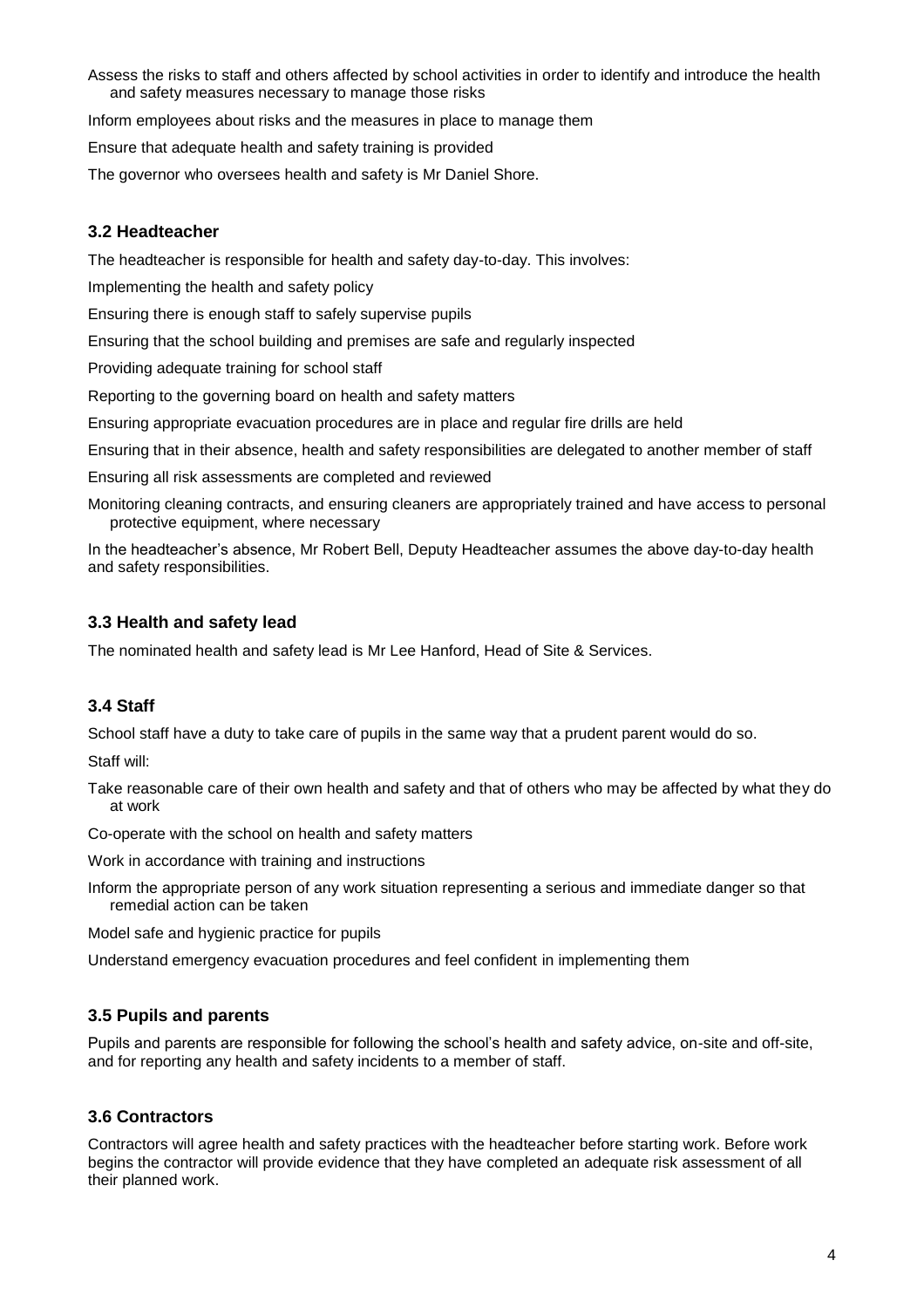Assess the risks to staff and others affected by school activities in order to identify and introduce the health and safety measures necessary to manage those risks

Inform employees about risks and the measures in place to manage them

Ensure that adequate health and safety training is provided

The governor who oversees health and safety is Mr Daniel Shore.

### 3.2 Headteacher

The headteacher is responsible for health and safety day-to-day. This involves:

Implementing the health and safety policy

Ensuring there is enough staff to safely supervise pupils

Ensuring that the school building and premises are safe and regularly inspected

Providing adequate training for school staff

Reporting to the governing board on health and safety matters

Ensuring appropriate evacuation procedures are in place and regular fire drills are held

Ensuring that in their absence, health and safety responsibilities are delegated to another member of staff

Ensuring all risk assessments are completed and reviewed

Monitoring cleaning contracts, and ensuring cleaners are appropriately trained and have access to personal protective equipment, where necessary

In the headteacher's absence, Mr Robert Bell, Deputy Headteacher assumes the above day-to-day health and safety responsibilities.

### 3.3 Health and safety lead

The nominated health and safety lead is Mr Lee Hanford, Head of Site & Services.

### 3.4 Staff

School staff have a duty to take care of pupils in the same way that a prudent parent would do so.

Staff will:

Take reasonable care of their own health and safety and that of others who may be affected by what they do at work

Co-operate with the school on health and safety matters

Work in accordance with training and instructions

Inform the appropriate person of any work situation representing a serious and immediate danger so that remedial action can be taken

Model safe and hygienic practice for pupils

Understand emergency evacuation procedures and feel confident in implementing them

### 3.5 Pupils and parents

Pupils and parents are responsible for following the school's health and safety advice, on-site and off-site, and for reporting any health and safety incidents to a member of staff.

### 3.6 Contractors

Contractors will agree health and safety practices with the headteacher before starting work. Before work begins the contractor will provide evidence that they have completed an adequate risk assessment of all their planned work.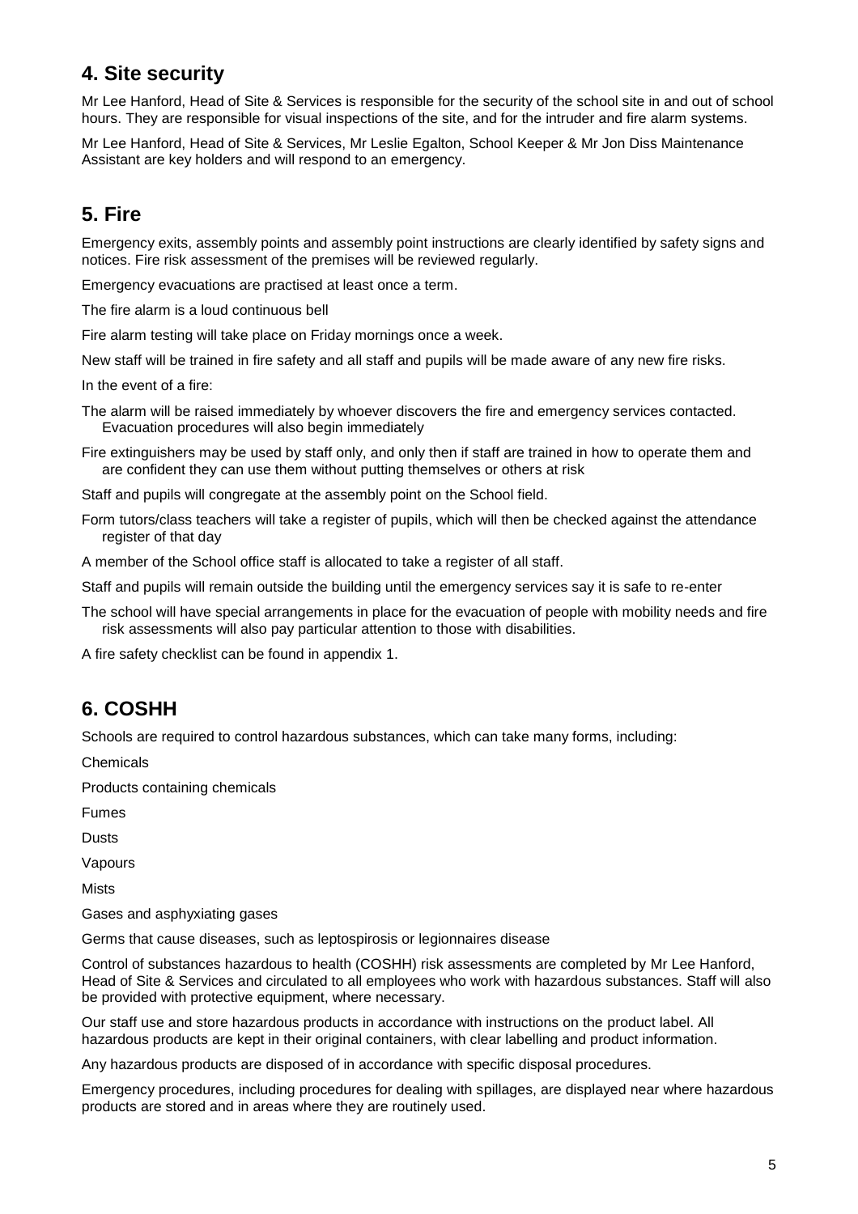## 4. Site security

Mr Lee Hanford, Head of Site & Services is responsible for the security of the school site in and out of school hours. They are responsible for visual inspections of the site, and for the intruder and fire alarm systems.

Mr Lee Hanford, Head of Site & Services, Mr Leslie Egalton, School Keeper & Mr Jon Diss Maintenance Assistant are key holders and will respond to an emergency.

## 5. Fire

Emergency exits, assembly points and assembly point instructions are clearly identified by safety signs and notices. Fire risk assessment of the premises will be reviewed regularly.

Emergency evacuations are practised at least once a term.

The fire alarm is a loud continuous bell

Fire alarm testing will take place on Friday mornings once a week.

New staff will be trained in fire safety and all staff and pupils will be made aware of any new fire risks.

In the event of a fire:

- The alarm will be raised immediately by whoever discovers the fire and emergency services contacted. Evacuation procedures will also begin immediately
- Fire extinguishers may be used by staff only, and only then if staff are trained in how to operate them and are confident they can use them without putting themselves or others at risk
- Staff and pupils will congregate at the assembly point on the School field.
- Form tutors/class teachers will take a register of pupils, which will then be checked against the attendance register of that day
- A member of the School office staff is allocated to take a register of all staff.
- Staff and pupils will remain outside the building until the emergency services say it is safe to re-enter

The school will have special arrangements in place for the evacuation of people with mobility needs and fire risk assessments will also pay particular attention to those with disabilities.

A fire safety checklist can be found in appendix 1.

## 6. COSHH

Schools are required to control hazardous substances, which can take many forms, including:

- Chemicals
- Products containing chemicals
- Fumes
- Dusts
- Vapours
- Mists
- Gases and asphyxiating gases
- Germs that cause diseases, such as leptospirosis or legionnaires disease

Control of substances hazardous to health (COSHH) risk assessments are completed by Mr Lee Hanford, Head of Site & Services and circulated to all employees who work with hazardous substances. Staff will also be provided with protective equipment, where necessary.

Our staff use and store hazardous products in accordance with instructions on the product label. All hazardous products are kept in their original containers, with clear labelling and product information.

Any hazardous products are disposed of in accordance with specific disposal procedures.

Emergency procedures, including procedures for dealing with spillages, are displayed near where hazardous products are stored and in areas where they are routinely used.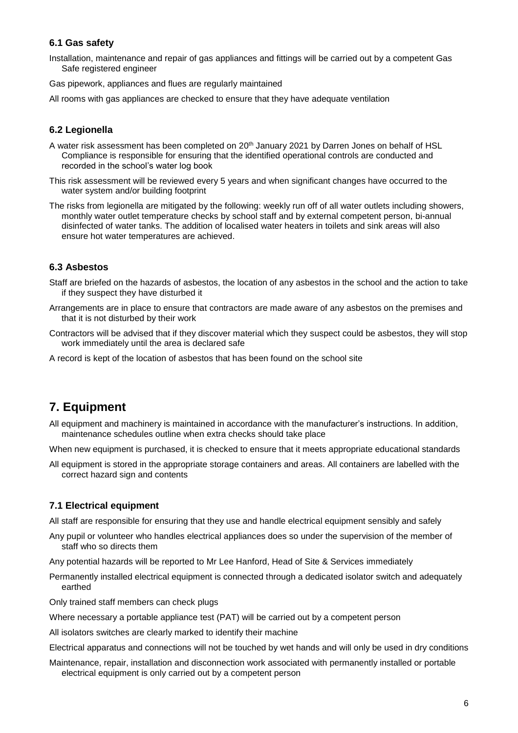### 6.1 Gas safety

Installation, maintenance and repair of gas appliances and fittings will be carried out by a competent Gas Safe registered engineer

Gas pipework, appliances and flues are regularly maintained

All rooms with gas appliances are checked to ensure that they have adequate ventilation

### 6.2 Legionella

A water risk assessment has been completed on 20th January 2021 by Darren Jones on behalf of HSL Compliance is responsible for ensuring that the identified operational controls are conducted and recorded in the school's water log book

This risk assessment will be reviewed every 5 years and when significant changes have occurred to the water system and/or building footprint

The risks from legionella are mitigated by the following: weekly run off of all water outlets including showers, monthly water outlet temperature checks by school staff and by external competent person, bi-annual disinfected of water tanks. The addition of localised water heaters in toilets and sink areas will also ensure hot water temperatures are achieved.

### 6.3 Asbestos

Staff are briefed on the hazards of asbestos, the location of any asbestos in the school and the action to take if they suspect they have disturbed it

Arrangements are in place to ensure that contractors are made aware of any asbestos on the premises and that it is not disturbed by their work

Contractors will be advised that if they discover material which they suspect could be asbestos, they will stop work immediately until the area is declared safe

A record is kept of the location of asbestos that has been found on the school site

## 7. Equipment

All equipment and machinery is maintained in accordance with the manufacturer's instructions. In addition, maintenance schedules outline when extra checks should take place

When new equipment is purchased, it is checked to ensure that it meets appropriate educational standards

All equipment is stored in the appropriate storage containers and areas. All containers are labelled with the correct hazard sign and contents

### 7.1 Electrical equipment

All staff are responsible for ensuring that they use and handle electrical equipment sensibly and safely

Any pupil or volunteer who handles electrical appliances does so under the supervision of the member of staff who so directs them

Any potential hazards will be reported to Mr Lee Hanford, Head of Site & Services immediately

Permanently installed electrical equipment is connected through a dedicated isolator switch and adequately earthed

Only trained staff members can check plugs

Where necessary a portable appliance test (PAT) will be carried out by a competent person

All isolators switches are clearly marked to identify their machine

Electrical apparatus and connections will not be touched by wet hands and will only be used in dry conditions

Maintenance, repair, installation and disconnection work associated with permanently installed or portable electrical equipment is only carried out by a competent person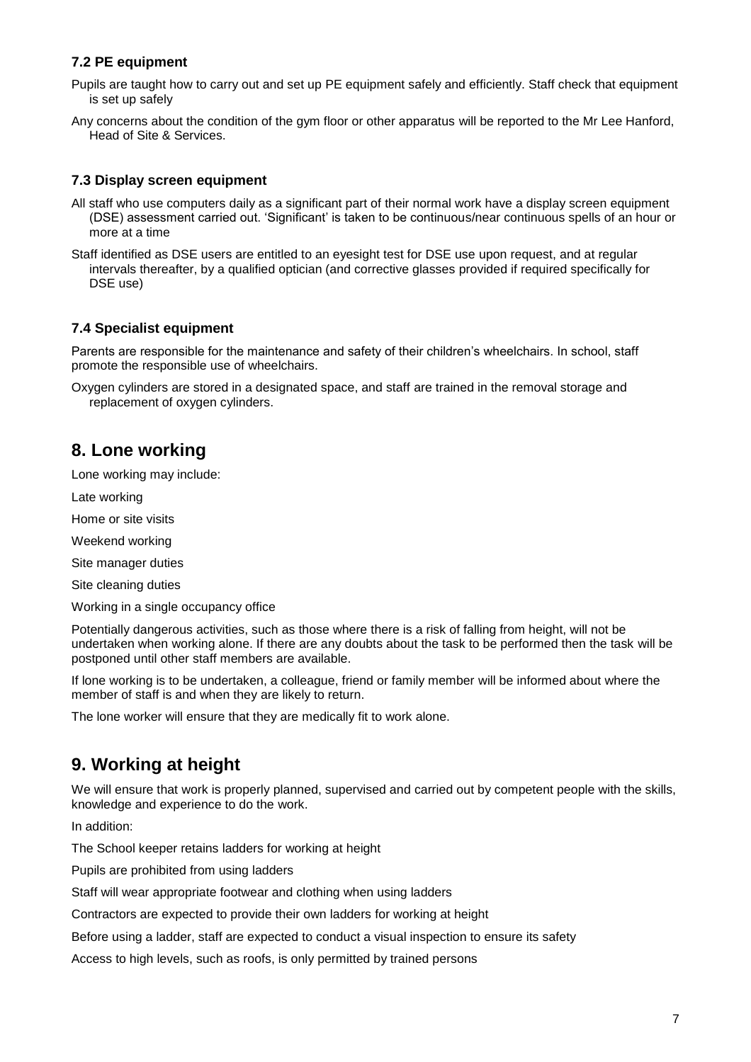### 7.2 PE equipment

Pupils are taught how to carry out and set up PE equipment safely and efficiently. Staff check that equipment is set up safely

Any concerns about the condition of the gym floor or other apparatus will be reported to the Mr Lee Hanford, Head of Site & Services.

### 7.3 Display screen equipment

All staff who use computers daily as a significant part of their normal work have a display screen equipment (DSE) assessment carried out. 'Significant' is taken to be continuous/near continuous spells of an hour or more at a time

Staff identified as DSE users are entitled to an eyesight test for DSE use upon request, and at regular intervals thereafter, by a qualified optician (and corrective glasses provided if required specifically for DSE use)

### 7.4 Specialist equipment

Parents are responsible for the maintenance and safety of their children's wheelchairs. In school, staff promote the responsible use of wheelchairs.

Oxygen cylinders are stored in a designated space, and staff are trained in the removal storage and replacement of oxygen cylinders.

## 8. Lone working

Lone working may include:

Late working

Home or site visits

Weekend working

Site manager duties

Site cleaning duties

Working in a single occupancy office

Potentially dangerous activities, such as those where there is a risk of falling from height, will not be undertaken when working alone. If there are any doubts about the task to be performed then the task will be postponed until other staff members are available.

If lone working is to be undertaken, a colleague, friend or family member will be informed about where the member of staff is and when they are likely to return.

The lone worker will ensure that they are medically fit to work alone.

## 9. Working at height

We will ensure that work is properly planned, supervised and carried out by competent people with the skills, knowledge and experience to do the work.

In addition:

The School keeper retains ladders for working at height

Pupils are prohibited from using ladders

Staff will wear appropriate footwear and clothing when using ladders

Contractors are expected to provide their own ladders for working at height

Before using a ladder, staff are expected to conduct a visual inspection to ensure its safety

Access to high levels, such as roofs, is only permitted by trained persons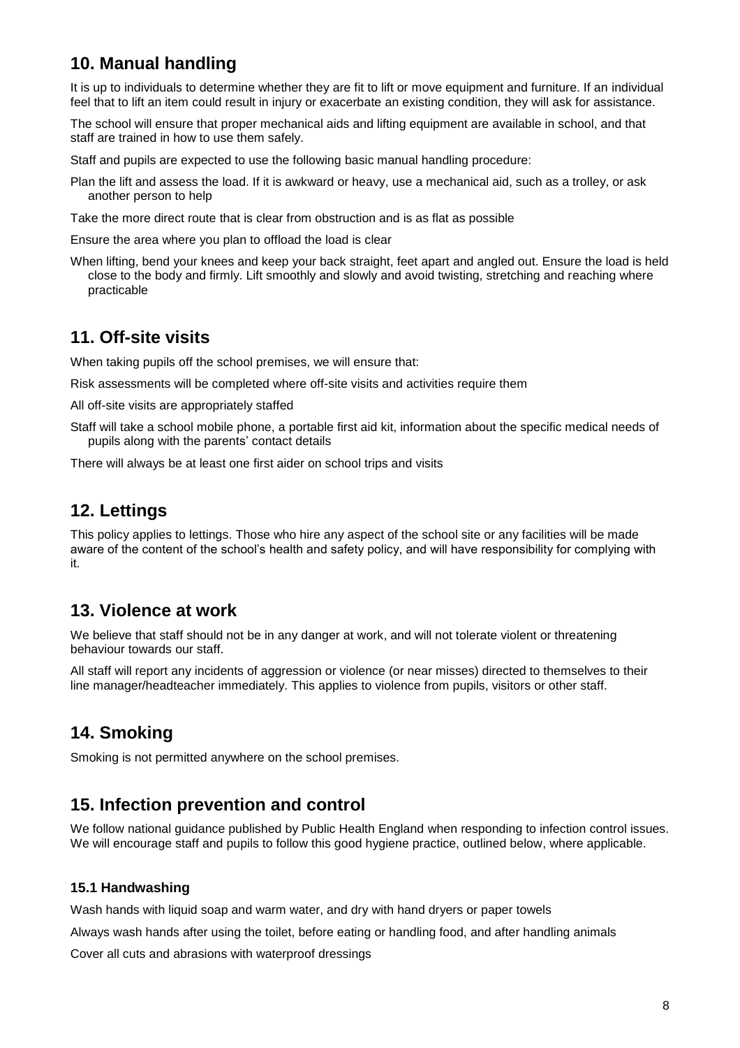## 10. Manual handling

It is up to individuals to determine whether they are fit to lift or move equipment and furniture. If an individual feel that to lift an item could result in injury or exacerbate an existing condition, they will ask for assistance.

The school will ensure that proper mechanical aids and lifting equipment are available in school, and that staff are trained in how to use them safely.

Staff and pupils are expected to use the following basic manual handling procedure:

- Plan the lift and assess the load. If it is awkward or heavy, use a mechanical aid, such as a trolley, or ask another person to help
- Take the more direct route that is clear from obstruction and is as flat as possible
- Ensure the area where you plan to offload the load is clear
- When lifting, bend your knees and keep your back straight, feet apart and angled out. Ensure the load is held close to the body and firmly. Lift smoothly and slowly and avoid twisting, stretching and reaching where practicable

## 11. Off-site visits

When taking pupils off the school premises, we will ensure that:

- Risk assessments will be completed where off-site visits and activities require them
- All off-site visits are appropriately staffed
- Staff will take a school mobile phone, a portable first aid kit, information about the specific medical needs of pupils along with the parents' contact details
- There will always be at least one first aider on school trips and visits

## 12. Lettings

This policy applies to lettings. Those who hire any aspect of the school site or any facilities will be made aware of the content of the school's health and safety policy, and will have responsibility for complying with it.

## 13. Violence at work

We believe that staff should not be in any danger at work, and will not tolerate violent or threatening behaviour towards our staff.

All staff will report any incidents of aggression or violence (or near misses) directed to themselves to their line manager/headteacher immediately. This applies to violence from pupils, visitors or other staff.

## 14. Smoking

Smoking is not permitted anywhere on the school premises.

## 15. Infection prevention and control

We follow national guidance published by Public Health England when responding to infection control issues. We will encourage staff and pupils to follow this good hygiene practice, outlined below, where applicable.

### 15.1 Handwashing

- Wash hands with liquid soap and warm water, and dry with hand dryers or paper towels
- Always wash hands after using the toilet, before eating or handling food, and after handling animals
- Cover all cuts and abrasions with waterproof dressings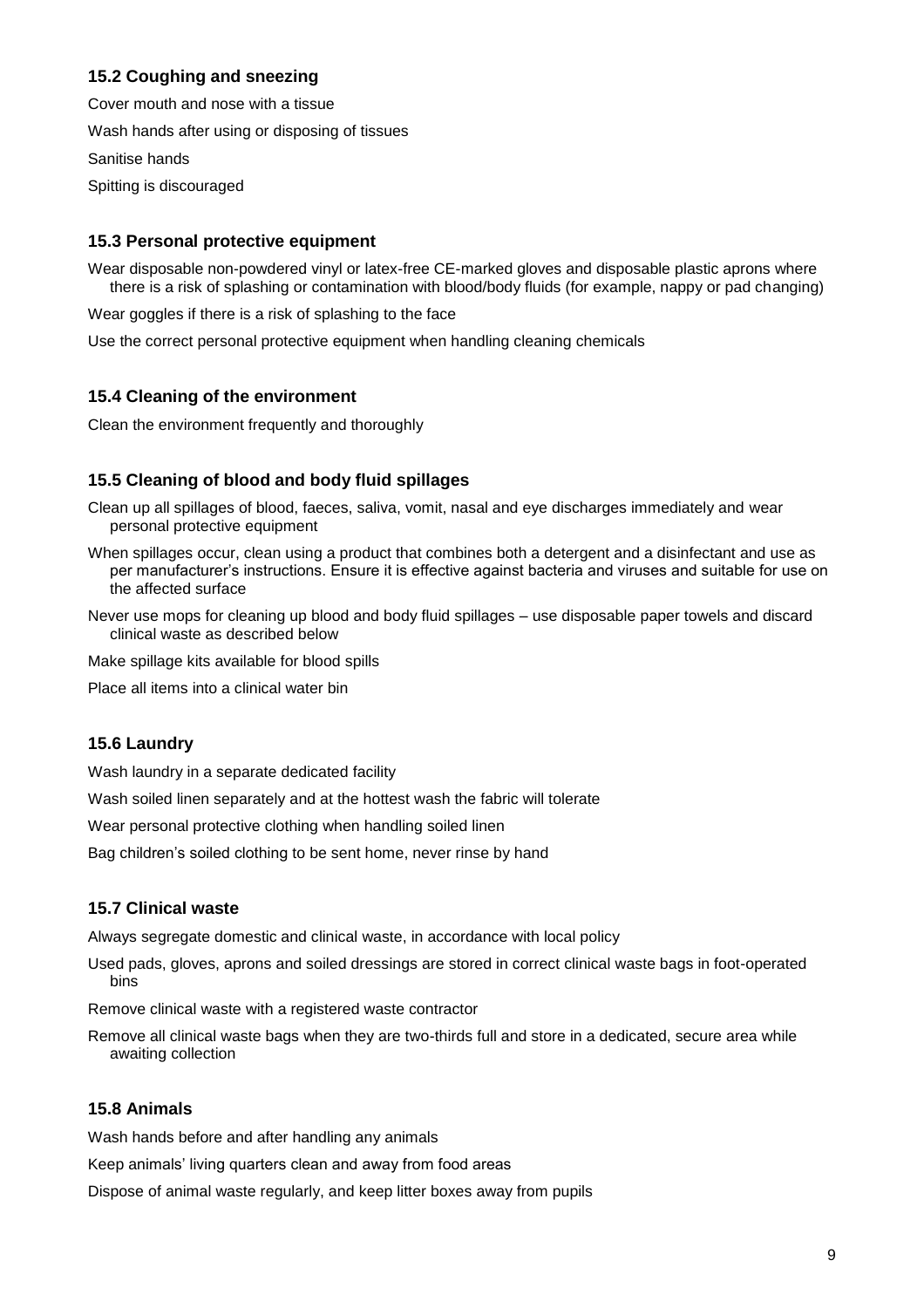### 15.2 Coughing and sneezing

Cover mouth and nose with a tissue

Wash hands after using or disposing of tissues

Sanitise hands

Spitting is discouraged

### 15.3 Personal protective equipment

Wear disposable non-powdered vinyl or latex-free CE-marked gloves and disposable plastic aprons where there is a risk of splashing or contamination with blood/body fluids (for example, nappy or pad changing)

Wear goggles if there is a risk of splashing to the face

Use the correct personal protective equipment when handling cleaning chemicals

### 15.4 Cleaning of the environment

Clean the environment frequently and thoroughly

### 15.5 Cleaning of blood and body fluid spillages

Clean up all spillages of blood, faeces, saliva, vomit, nasal and eye discharges immediately and wear personal protective equipment

When spillages occur, clean using a product that combines both a detergent and a disinfectant and use as per manufacturer's instructions. Ensure it is effective against bacteria and viruses and suitable for use on the affected surface

Never use mops for cleaning up blood and body fluid spillages – use disposable paper towels and discard clinical waste as described below

Make spillage kits available for blood spills

Place all items into a clinical water bin

### 15.6 Laundry

Wash laundry in a separate dedicated facility

Wash soiled linen separately and at the hottest wash the fabric will tolerate

Wear personal protective clothing when handling soiled linen

Bag children's soiled clothing to be sent home, never rinse by hand

### 15.7 Clinical waste

Always segregate domestic and clinical waste, in accordance with local policy

Used pads, gloves, aprons and soiled dressings are stored in correct clinical waste bags in foot-operated bins

Remove clinical waste with a registered waste contractor

Remove all clinical waste bags when they are two-thirds full and store in a dedicated, secure area while awaiting collection

### 15.8 Animals

Wash hands before and after handling any animals

Keep animals' living quarters clean and away from food areas

Dispose of animal waste regularly, and keep litter boxes away from pupils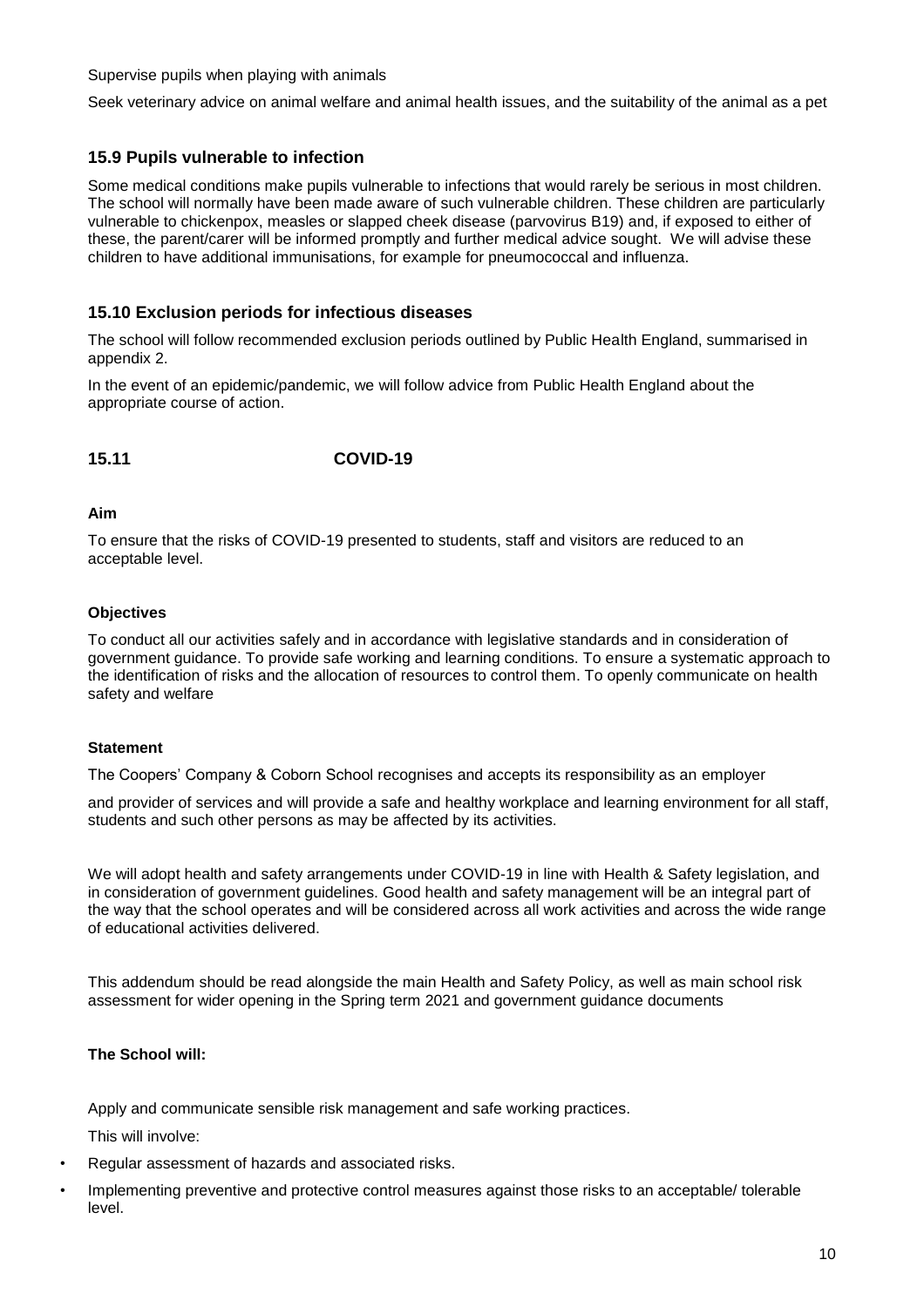Supervise pupils when playing with animals

Seek veterinary advice on animal welfare and animal health issues, and the suitability of the animal as a pet

### 15.9 Pupils vulnerable to infection

Some medical conditions make pupils vulnerable to infections that would rarely be serious in most children. The school will normally have been made aware of such vulnerable children. These children are particularly vulnerable to chickenpox, measles or slapped cheek disease (parvovirus B19) and, if exposed to either of these, the parent/carer will be informed promptly and further medical advice sought. We will advise these children to have additional immunisations, for example for pneumococcal and influenza.

### 15.10 Exclusion periods for infectious diseases

The school will follow recommended exclusion periods outlined by Public Health England, summarised in appendix 2.

In the event of an epidemic/pandemic, we will follow advice from Public Health England about the appropriate course of action.

### 15.11 COVID-19

**Aim**

To ensure that the risks of COVID-19 presented to students, staff and visitors are reduced to an acceptable level.

**Objectives**

To conduct all our activities safely and in accordance with legislative standards and in consideration of government guidance. To provide safe working and learning conditions. To ensure a systematic approach to the identification of risks and the allocation of resources to control them. To openly communicate on health safety and welfare

**Statement**

The Coopers' Company & Coborn School recognises and accepts its responsibility as an employer

and provider of services and will provide a safe and healthy workplace and learning environment for all staff, students and such other persons as may be affected by its activities.

We will adopt health and safety arrangements under COVID-19 in line with Health & Safety legislation, and in consideration of government guidelines. Good health and safety management will be an integral part of the way that the school operates and will be considered across all work activities and across the wide range of educational activities delivered.

This addendum should be read alongside the main Health and Safety Policy, as well as main school risk assessment for wider opening in the Spring term 2021 and government guidance documents

**The School will:**

Apply and communicate sensible risk management and safe working practices.

This will involve:

- Regular assessment of hazards and associated risks.
- Implementing preventive and protective control measures against those risks to an acceptable/ tolerable level.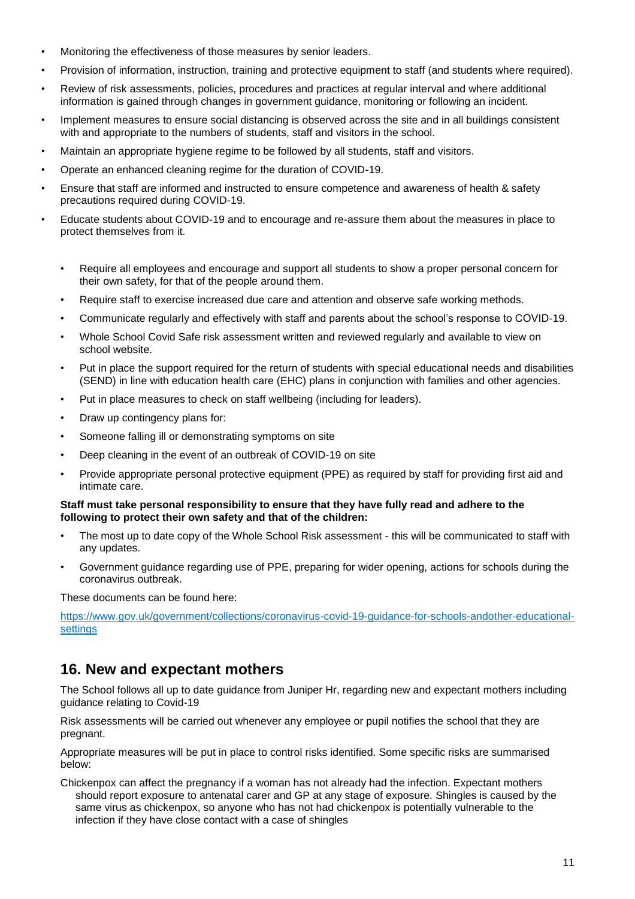- Monitoring the effectiveness of those measures by senior leaders.
- Provision of information, instruction, training and protective equipment to staff (and students where required).
- Review of risk assessments, policies, procedures and practices at regular interval and where additional information is gained through changes in government guidance, monitoring or following an incident.
- Implement measures to ensure social distancing is observed across the site and in all buildings consistent with and appropriate to the numbers of students, staff and visitors in the school.
- Maintain an appropriate hygiene regime to be followed by all students, staff and visitors.
- Operate an enhanced cleaning regime for the duration of COVID-19.
- Ensure that staff are informed and instructed to ensure competence and awareness of health & safety precautions required during COVID-19.
- Educate students about COVID-19 and to encourage and re-assure them about the measures in place to protect themselves from it.

    - Require all employees and encourage and support all students to show a proper personal concern for their own safety, for that of the people around them.
    - Require staff to exercise increased due care and attention and observe safe working methods.
    - Communicate regularly and effectively with staff and parents about the school's response to COVID-19.
    - Whole School Covid Safe risk assessment written and reviewed regularly and available to view on school website.
    - Put in place the support required for the return of students with special educational needs and disabilities (SEND) in line with education health care (EHC) plans in conjunction with families and other agencies.
    - Put in place measures to check on staff wellbeing (including for leaders).
    - Draw up contingency plans for:
    - Someone falling ill or demonstrating symptoms on site
    - Deep cleaning in the event of an outbreak of COVID-19 on site
    - Provide appropriate personal protective equipment (PPE) as required by staff for providing first aid and intimate care.

**Staff must take personal responsibility to ensure that they have fully read and adhere to the following to protect their own safety and that of the children:**

- The most up to date copy of the Whole School Risk assessment - this will be communicated to staff with any updates.
- Government guidance regarding use of PPE, preparing for wider opening, actions for schools during the coronavirus outbreak.

These documents can be found here:

[https://www.gov.uk/government/collections/coronavirus-covid-19-guidance-for-schools-andother-educational-settings](https://www.gov.uk/government/collections/coronavirus-covid-19-guidance-for-schools-andother-educational-settings)

## 16. New and expectant mothers

The School follows all up to date guidance from Juniper Hr, regarding new and expectant mothers including guidance relating to Covid-19

Risk assessments will be carried out whenever any employee or pupil notifies the school that they are pregnant.

Appropriate measures will be put in place to control risks identified. Some specific risks are summarised below:

Chickenpox can affect the pregnancy if a woman has not already had the infection. Expectant mothers should report exposure to antenatal carer and GP at any stage of exposure. Shingles is caused by the same virus as chickenpox, so anyone who has not had chickenpox is potentially vulnerable to the infection if they have close contact with a case of shingles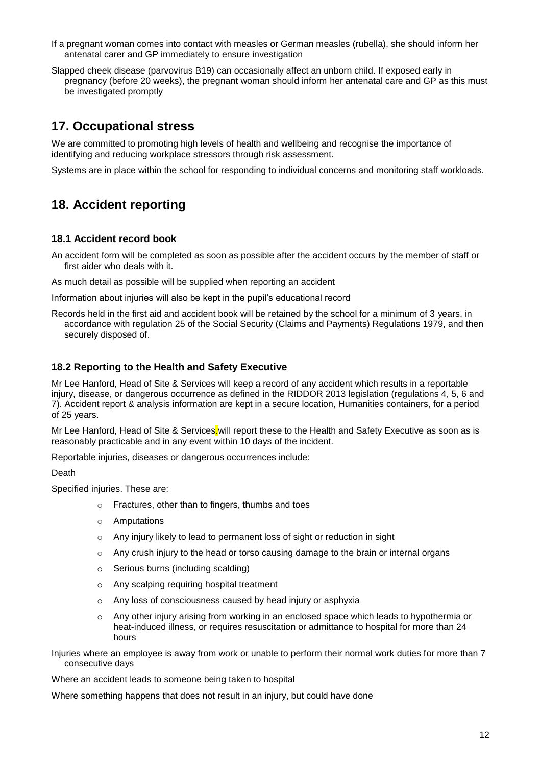If a pregnant woman comes into contact with measles or German measles (rubella), she should inform her antenatal carer and GP immediately to ensure investigation

Slapped cheek disease (parvovirus B19) can occasionally affect an unborn child. If exposed early in pregnancy (before 20 weeks), the pregnant woman should inform her antenatal care and GP as this must be investigated promptly

## 17. Occupational stress

We are committed to promoting high levels of health and wellbeing and recognise the importance of identifying and reducing workplace stressors through risk assessment.

Systems are in place within the school for responding to individual concerns and monitoring staff workloads.

## 18. Accident reporting

### 18.1 Accident record book

An accident form will be completed as soon as possible after the accident occurs by the member of staff or first aider who deals with it.

As much detail as possible will be supplied when reporting an accident

Information about injuries will also be kept in the pupil's educational record

Records held in the first aid and accident book will be retained by the school for a minimum of 3 years, in accordance with regulation 25 of the Social Security (Claims and Payments) Regulations 1979, and then securely disposed of.

### 18.2 Reporting to the Health and Safety Executive

Mr Lee Hanford, Head of Site & Services will keep a record of any accident which results in a reportable injury, disease, or dangerous occurrence as defined in the RIDDOR 2013 legislation (regulations 4, 5, 6 and 7). Accident report & analysis information are kept in a secure location, Humanities containers, for a period of 25 years.

Mr Lee Hanford, Head of Site & Services, will report these to the Health and Safety Executive as soon as is reasonably practicable and in any event within 10 days of the incident.

Reportable injuries, diseases or dangerous occurrences include:

Death

Specified injuries. These are:

- Fractures, other than to fingers, thumbs and toes
- Amputations
- Any injury likely to lead to permanent loss of sight or reduction in sight
- Any crush injury to the head or torso causing damage to the brain or internal organs
- Serious burns (including scalding)
- Any scalping requiring hospital treatment
- Any loss of consciousness caused by head injury or asphyxia
- Any other injury arising from working in an enclosed space which leads to hypothermia or heat-induced illness, or requires resuscitation or admittance to hospital for more than 24 hours

Injuries where an employee is away from work or unable to perform their normal work duties for more than 7 consecutive days

Where an accident leads to someone being taken to hospital

Where something happens that does not result in an injury, but could have done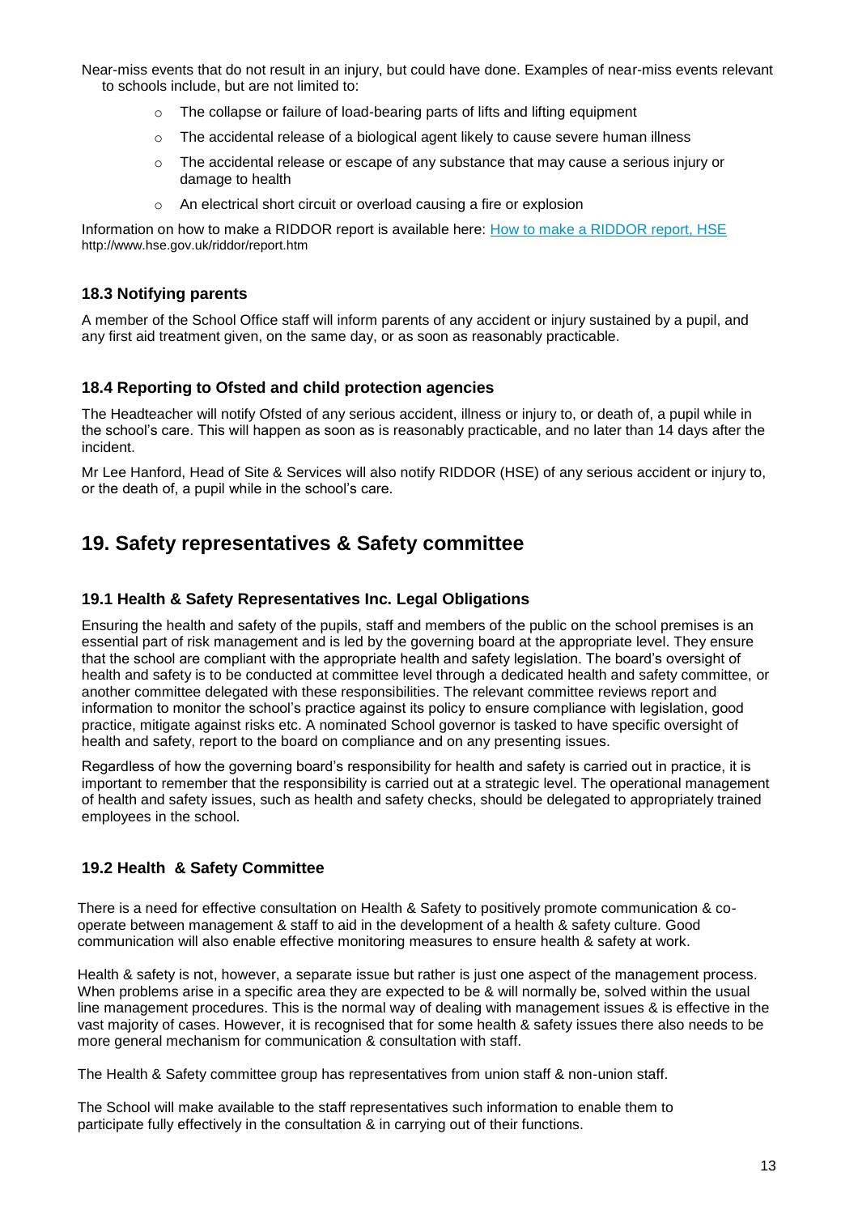Near-miss events that do not result in an injury, but could have done. Examples of near-miss events relevant to schools include, but are not limited to:

- The collapse or failure of load-bearing parts of lifts and lifting equipment
- The accidental release of a biological agent likely to cause severe human illness
- The accidental release or escape of any substance that may cause a serious injury or damage to health
- An electrical short circuit or overload causing a fire or explosion

Information on how to make a RIDDOR report is available here: [How to make a RIDDOR report, HSE](http://www.hse.gov.uk/riddor/report.htm)
http://www.hse.gov.uk/riddor/report.htm

### 18.3 Notifying parents

A member of the School Office staff will inform parents of any accident or injury sustained by a pupil, and any first aid treatment given, on the same day, or as soon as reasonably practicable.

### 18.4 Reporting to Ofsted and child protection agencies

The Headteacher will notify Ofsted of any serious accident, illness or injury to, or death of, a pupil while in the school's care. This will happen as soon as is reasonably practicable, and no later than 14 days after the incident.

Mr Lee Hanford, Head of Site & Services will also notify RIDDOR (HSE) of any serious accident or injury to, or the death of, a pupil while in the school's care.

## 19. Safety representatives & Safety committee

### 19.1 Health & Safety Representatives Inc. Legal Obligations

Ensuring the health and safety of the pupils, staff and members of the public on the school premises is an essential part of risk management and is led by the governing board at the appropriate level. They ensure that the school are compliant with the appropriate health and safety legislation. The board's oversight of health and safety is to be conducted at committee level through a dedicated health and safety committee, or another committee delegated with these responsibilities. The relevant committee reviews report and information to monitor the school's practice against its policy to ensure compliance with legislation, good practice, mitigate against risks etc. A nominated School governor is tasked to have specific oversight of health and safety, report to the board on compliance and on any presenting issues.

Regardless of how the governing board's responsibility for health and safety is carried out in practice, it is important to remember that the responsibility is carried out at a strategic level. The operational management of health and safety issues, such as health and safety checks, should be delegated to appropriately trained employees in the school.

### 19.2 Health & Safety Committee

There is a need for effective consultation on Health & Safety to positively promote communication & co-operate between management & staff to aid in the development of a health & safety culture. Good communication will also enable effective monitoring measures to ensure health & safety at work.

Health & safety is not, however, a separate issue but rather is just one aspect of the management process. When problems arise in a specific area they are expected to be & will normally be, solved within the usual line management procedures. This is the normal way of dealing with management issues & is effective in the vast majority of cases. However, it is recognised that for some health & safety issues there also needs to be more general mechanism for communication & consultation with staff.

The Health & Safety committee group has representatives from union staff & non-union staff.

The School will make available to the staff representatives such information to enable them to participate fully effectively in the consultation & in carrying out of their functions.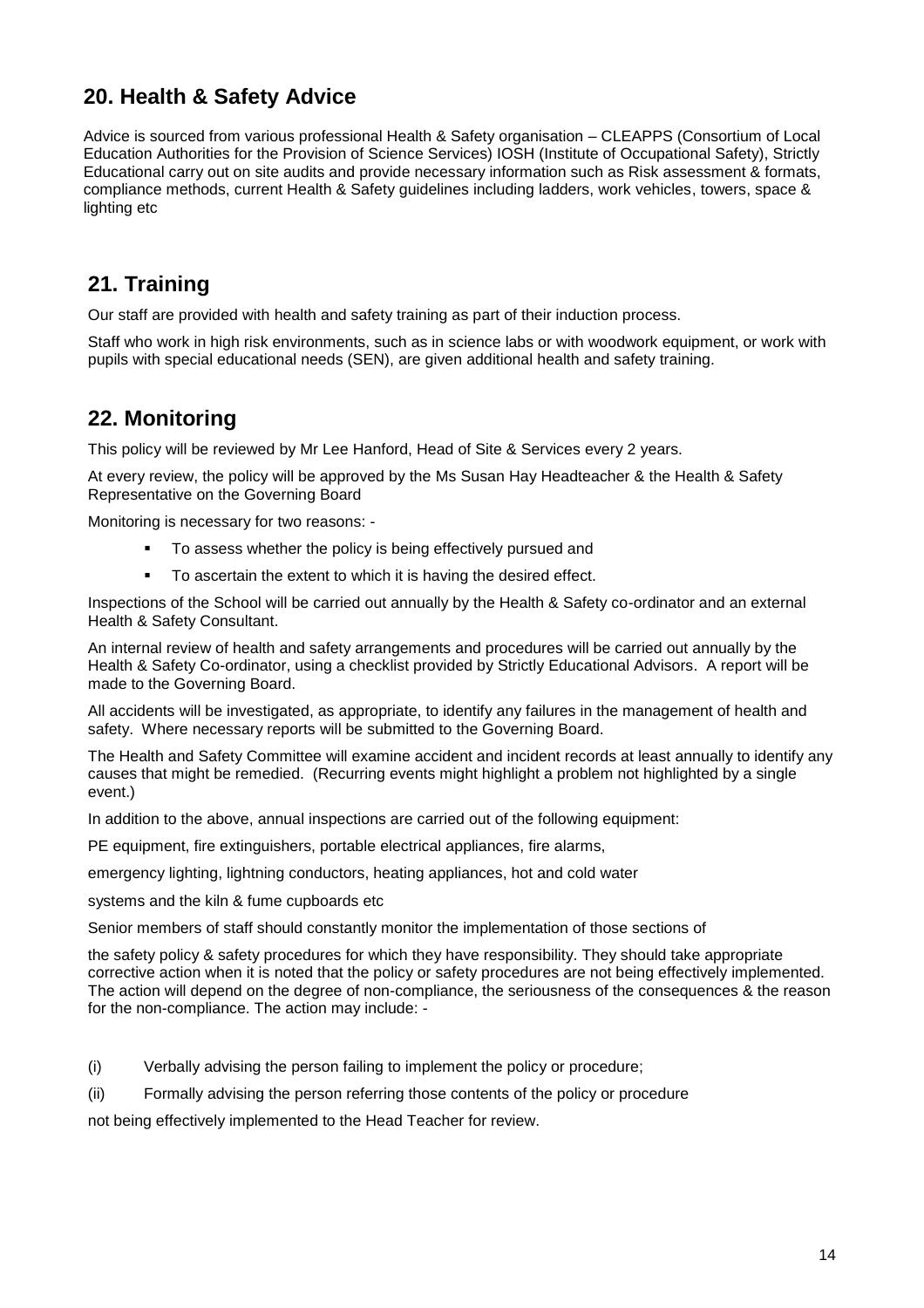## 20. Health & Safety Advice

Advice is sourced from various professional Health & Safety organisation – CLEAPPS (Consortium of Local Education Authorities for the Provision of Science Services) IOSH (Institute of Occupational Safety), Strictly Educational carry out on site audits and provide necessary information such as Risk assessment & formats, compliance methods, current Health & Safety guidelines including ladders, work vehicles, towers, space & lighting etc

## 21. Training

Our staff are provided with health and safety training as part of their induction process.

Staff who work in high risk environments, such as in science labs or with woodwork equipment, or work with pupils with special educational needs (SEN), are given additional health and safety training.

## 22. Monitoring

This policy will be reviewed by Mr Lee Hanford, Head of Site & Services every 2 years.

At every review, the policy will be approved by the Ms Susan Hay Headteacher & the Health & Safety Representative on the Governing Board

Monitoring is necessary for two reasons: -

- To assess whether the policy is being effectively pursued and
- To ascertain the extent to which it is having the desired effect.

Inspections of the School will be carried out annually by the Health & Safety co-ordinator and an external Health & Safety Consultant.

An internal review of health and safety arrangements and procedures will be carried out annually by the Health & Safety Co-ordinator, using a checklist provided by Strictly Educational Advisors. A report will be made to the Governing Board.

All accidents will be investigated, as appropriate, to identify any failures in the management of health and safety. Where necessary reports will be submitted to the Governing Board.

The Health and Safety Committee will examine accident and incident records at least annually to identify any causes that might be remedied. (Recurring events might highlight a problem not highlighted by a single event.)

In addition to the above, annual inspections are carried out of the following equipment:

PE equipment, fire extinguishers, portable electrical appliances, fire alarms,

emergency lighting, lightning conductors, heating appliances, hot and cold water

systems and the kiln & fume cupboards etc

Senior members of staff should constantly monitor the implementation of those sections of

the safety policy & safety procedures for which they have responsibility. They should take appropriate corrective action when it is noted that the policy or safety procedures are not being effectively implemented. The action will depend on the degree of non-compliance, the seriousness of the consequences & the reason for the non-compliance. The action may include: -

(i) Verbally advising the person failing to implement the policy or procedure;

(ii) Formally advising the person referring those contents of the policy or procedure

not being effectively implemented to the Head Teacher for review.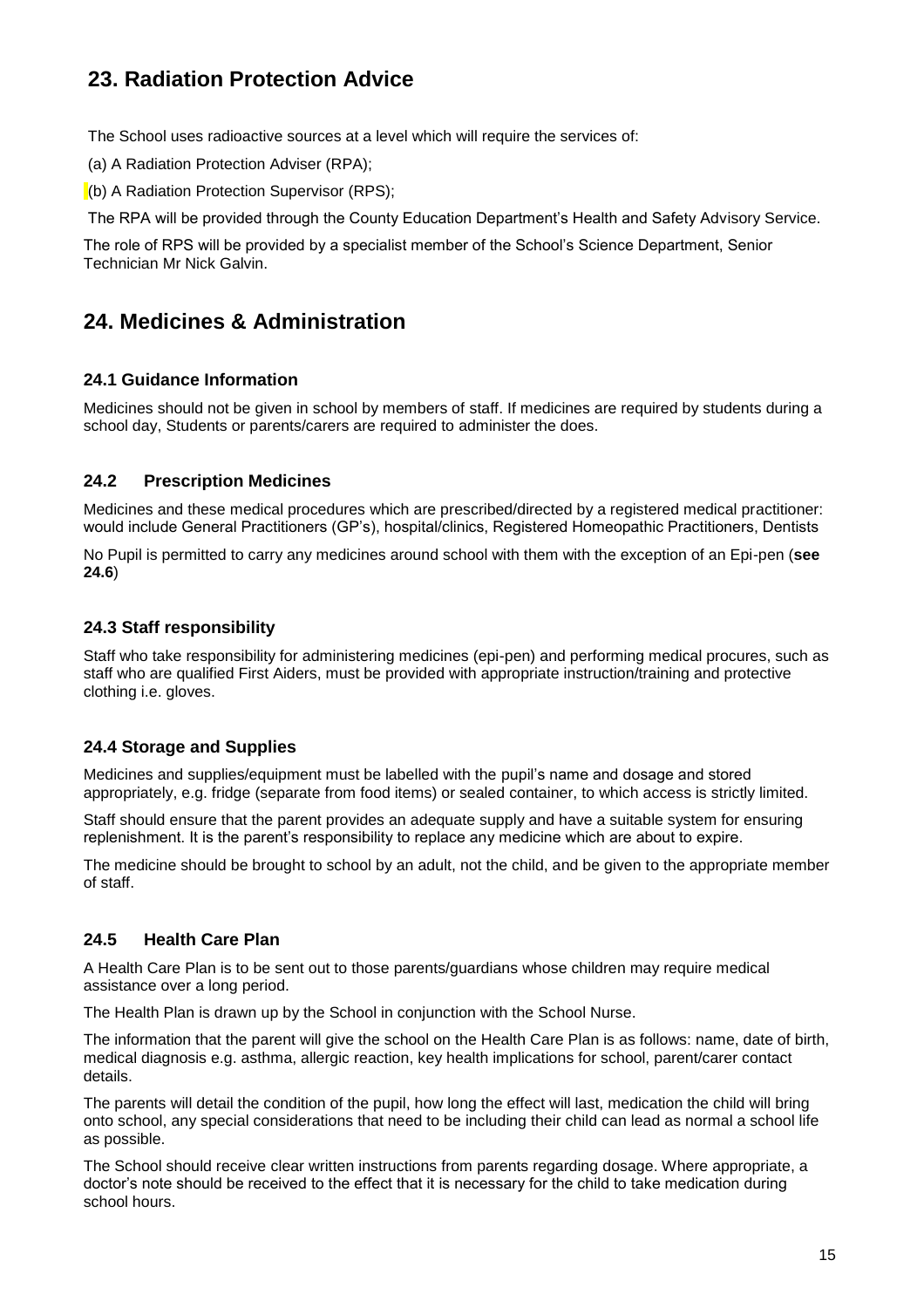## 23. Radiation Protection Advice

The School uses radioactive sources at a level which will require the services of:

(a) A Radiation Protection Adviser (RPA);

(b) A Radiation Protection Supervisor (RPS);

The RPA will be provided through the County Education Department's Health and Safety Advisory Service.

The role of RPS will be provided by a specialist member of the School's Science Department, Senior Technician Mr Nick Galvin.

## 24. Medicines & Administration

### 24.1 Guidance Information

Medicines should not be given in school by members of staff. If medicines are required by students during a school day, Students or parents/carers are required to administer the does.

### 24.2 Prescription Medicines

Medicines and these medical procedures which are prescribed/directed by a registered medical practitioner: would include General Practitioners (GP's), hospital/clinics, Registered Homeopathic Practitioners, Dentists

No Pupil is permitted to carry any medicines around school with them with the exception of an Epi-pen (**see 24.6**)

### 24.3 Staff responsibility

Staff who take responsibility for administering medicines (epi-pen) and performing medical procures, such as staff who are qualified First Aiders, must be provided with appropriate instruction/training and protective clothing i.e. gloves.

### 24.4 Storage and Supplies

Medicines and supplies/equipment must be labelled with the pupil's name and dosage and stored appropriately, e.g. fridge (separate from food items) or sealed container, to which access is strictly limited.

Staff should ensure that the parent provides an adequate supply and have a suitable system for ensuring replenishment. It is the parent's responsibility to replace any medicine which are about to expire.

The medicine should be brought to school by an adult, not the child, and be given to the appropriate member of staff.

### 24.5 Health Care Plan

A Health Care Plan is to be sent out to those parents/guardians whose children may require medical assistance over a long period.

The Health Plan is drawn up by the School in conjunction with the School Nurse.

The information that the parent will give the school on the Health Care Plan is as follows: name, date of birth, medical diagnosis e.g. asthma, allergic reaction, key health implications for school, parent/carer contact details.

The parents will detail the condition of the pupil, how long the effect will last, medication the child will bring onto school, any special considerations that need to be including their child can lead as normal a school life as possible.

The School should receive clear written instructions from parents regarding dosage. Where appropriate, a doctor's note should be received to the effect that it is necessary for the child to take medication during school hours.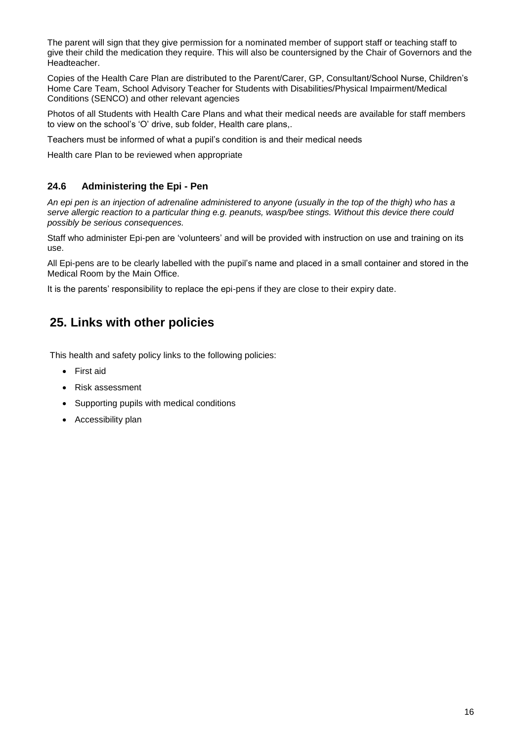The parent will sign that they give permission for a nominated member of support staff or teaching staff to give their child the medication they require. This will also be countersigned by the Chair of Governors and the Headteacher.

Copies of the Health Care Plan are distributed to the Parent/Carer, GP, Consultant/School Nurse, Children's Home Care Team, School Advisory Teacher for Students with Disabilities/Physical Impairment/Medical Conditions (SENCO) and other relevant agencies

Photos of all Students with Health Care Plans and what their medical needs are available for staff members to view on the school's 'O' drive, sub folder, Health care plans,.

Teachers must be informed of what a pupil's condition is and their medical needs

Health care Plan to be reviewed when appropriate

### 24.6 Administering the Epi - Pen

*An epi pen is an injection of adrenaline administered to anyone (usually in the top of the thigh) who has a serve allergic reaction to a particular thing e.g. peanuts, wasp/bee stings. Without this device there could possibly be serious consequences.*

Staff who administer Epi-pen are 'volunteers' and will be provided with instruction on use and training on its use.

All Epi-pens are to be clearly labelled with the pupil's name and placed in a small container and stored in the Medical Room by the Main Office.

It is the parents' responsibility to replace the epi-pens if they are close to their expiry date.

## 25. Links with other policies

This health and safety policy links to the following policies:

- First aid
- Risk assessment
- Supporting pupils with medical conditions
- Accessibility plan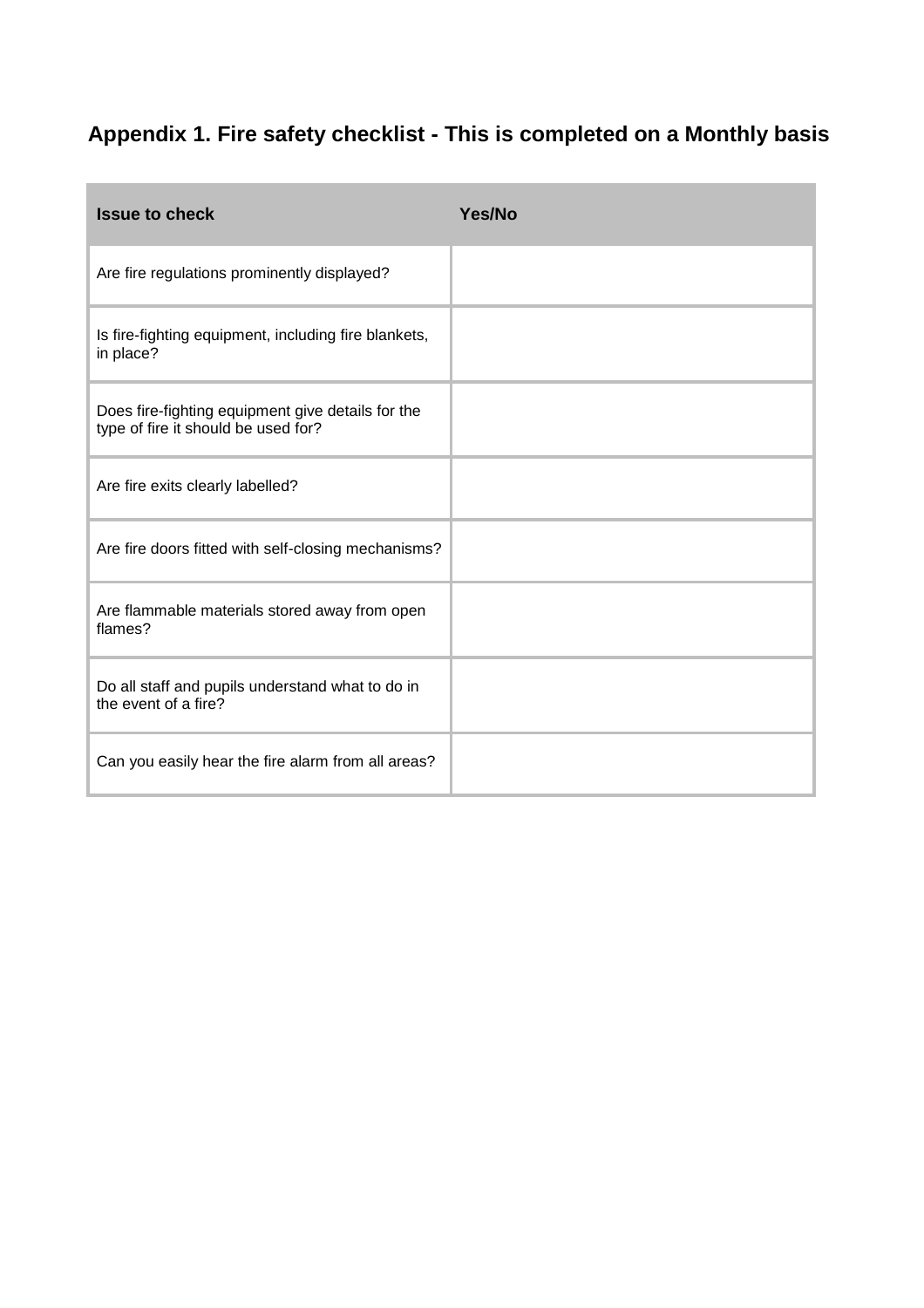## Appendix 1. Fire safety checklist - This is completed on a Monthly basis

| Issue to check | Yes/No |
|---|---|
| Are fire regulations prominently displayed? | |
| Is fire-fighting equipment, including fire blankets, in place? | |
| Does fire-fighting equipment give details for the type of fire it should be used for? | |
| Are fire exits clearly labelled? | |
| Are fire doors fitted with self-closing mechanisms? | |
| Are flammable materials stored away from open flames? | |
| Do all staff and pupils understand what to do in the event of a fire? | |
| Can you easily hear the fire alarm from all areas? | |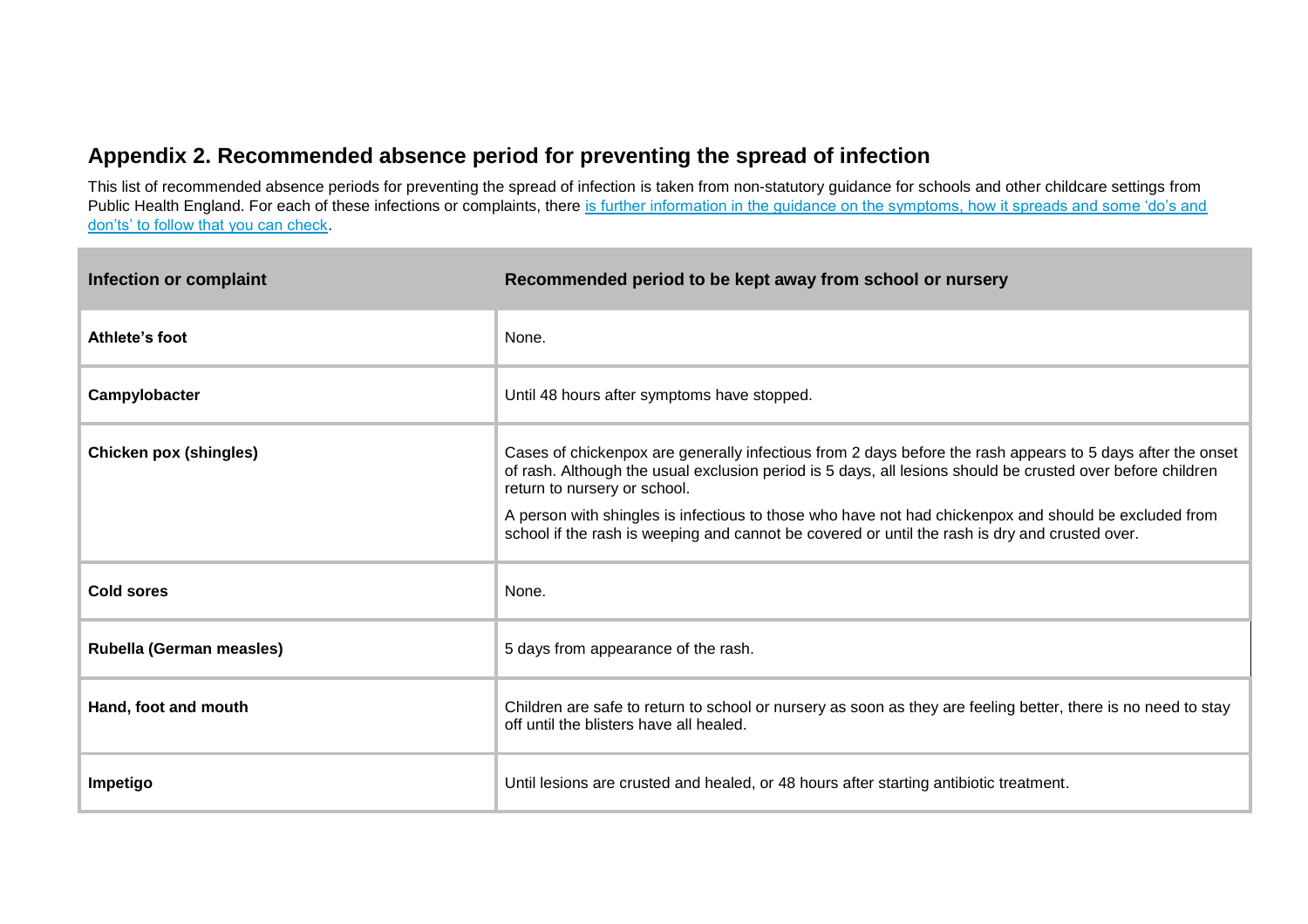## Appendix 2. Recommended absence period for preventing the spread of infection

This list of recommended absence periods for preventing the spread of infection is taken from non-statutory guidance for schools and other childcare settings from Public Health England. For each of these infections or complaints, there is further information in the guidance on the symptoms, how it spreads and some 'do's and don'ts' to follow that you can check.

| Infection or complaint | Recommended period to be kept away from school or nursery |
|---|---|
| **Athlete's foot** | None. |
| **Campylobacter** | Until 48 hours after symptoms have stopped. |
| **Chicken pox (shingles)** | Cases of chickenpox are generally infectious from 2 days before the rash appears to 5 days after the onset of rash. Although the usual exclusion period is 5 days, all lesions should be crusted over before children return to nursery or school.<br><br>A person with shingles is infectious to those who have not had chickenpox and should be excluded from school if the rash is weeping and cannot be covered or until the rash is dry and crusted over. |
| **Cold sores** | None. |
| **Rubella (German measles)** | 5 days from appearance of the rash. |
| **Hand, foot and mouth** | Children are safe to return to school or nursery as soon as they are feeling better, there is no need to stay off until the blisters have all healed. |
| **Impetigo** | Until lesions are crusted and healed, or 48 hours after starting antibiotic treatment. |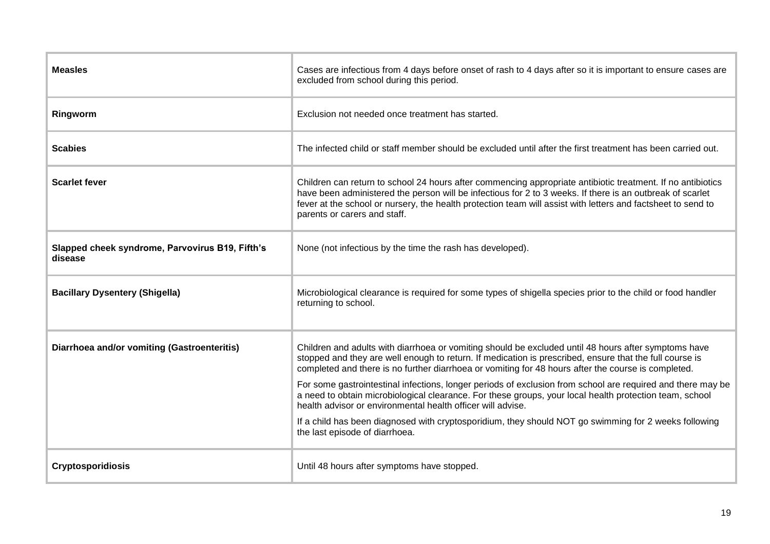| | |
|---|---|
| **Measles** | Cases are infectious from 4 days before onset of rash to 4 days after so it is important to ensure cases are excluded from school during this period. |
| **Ringworm** | Exclusion not needed once treatment has started. |
| **Scabies** | The infected child or staff member should be excluded until after the first treatment has been carried out. |
| **Scarlet fever** | Children can return to school 24 hours after commencing appropriate antibiotic treatment. If no antibiotics have been administered the person will be infectious for 2 to 3 weeks. If there is an outbreak of scarlet fever at the school or nursery, the health protection team will assist with letters and factsheet to send to parents or carers and staff. |
| **Slapped cheek syndrome, Parvovirus B19, Fifth's disease** | None (not infectious by the time the rash has developed). |
| **Bacillary Dysentery (Shigella)** | Microbiological clearance is required for some types of shigella species prior to the child or food handler returning to school. |
| **Diarrhoea and/or vomiting (Gastroenteritis)** | Children and adults with diarrhoea or vomiting should be excluded until 48 hours after symptoms have stopped and they are well enough to return. If medication is prescribed, ensure that the full course is completed and there is no further diarrhoea or vomiting for 48 hours after the course is completed.<br><br>For some gastrointestinal infections, longer periods of exclusion from school are required and there may be a need to obtain microbiological clearance. For these groups, your local health protection team, school health advisor or environmental health officer will advise.<br><br>If a child has been diagnosed with cryptosporidium, they should NOT go swimming for 2 weeks following the last episode of diarrhoea. |
| **Cryptosporidiosis** | Until 48 hours after symptoms have stopped. |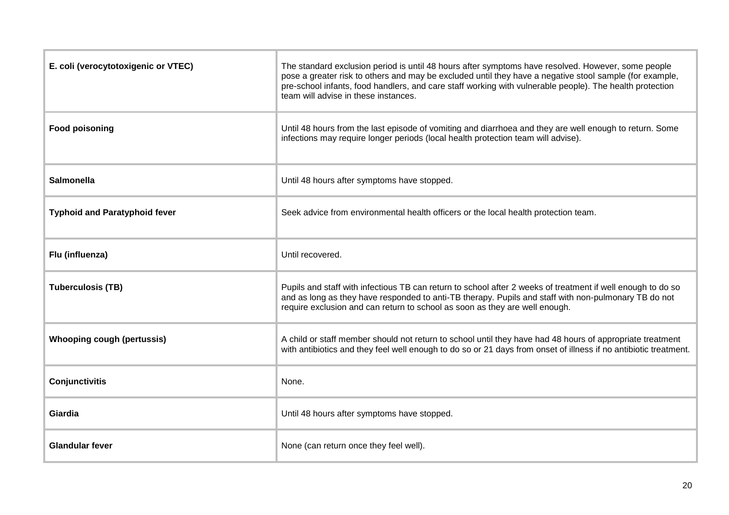| | |
|---|---|
| **E. coli (verocytotoxigenic or VTEC)** | The standard exclusion period is until 48 hours after symptoms have resolved. However, some people pose a greater risk to others and may be excluded until they have a negative stool sample (for example, pre-school infants, food handlers, and care staff working with vulnerable people). The health protection team will advise in these instances. |
| **Food poisoning** | Until 48 hours from the last episode of vomiting and diarrhoea and they are well enough to return. Some infections may require longer periods (local health protection team will advise). |
| **Salmonella** | Until 48 hours after symptoms have stopped. |
| **Typhoid and Paratyphoid fever** | Seek advice from environmental health officers or the local health protection team. |
| **Flu (influenza)** | Until recovered. |
| **Tuberculosis (TB)** | Pupils and staff with infectious TB can return to school after 2 weeks of treatment if well enough to do so and as long as they have responded to anti-TB therapy. Pupils and staff with non-pulmonary TB do not require exclusion and can return to school as soon as they are well enough. |
| **Whooping cough (pertussis)** | A child or staff member should not return to school until they have had 48 hours of appropriate treatment with antibiotics and they feel well enough to do so or 21 days from onset of illness if no antibiotic treatment. |
| **Conjunctivitis** | None. |
| **Giardia** | Until 48 hours after symptoms have stopped. |
| **Glandular fever** | None (can return once they feel well). |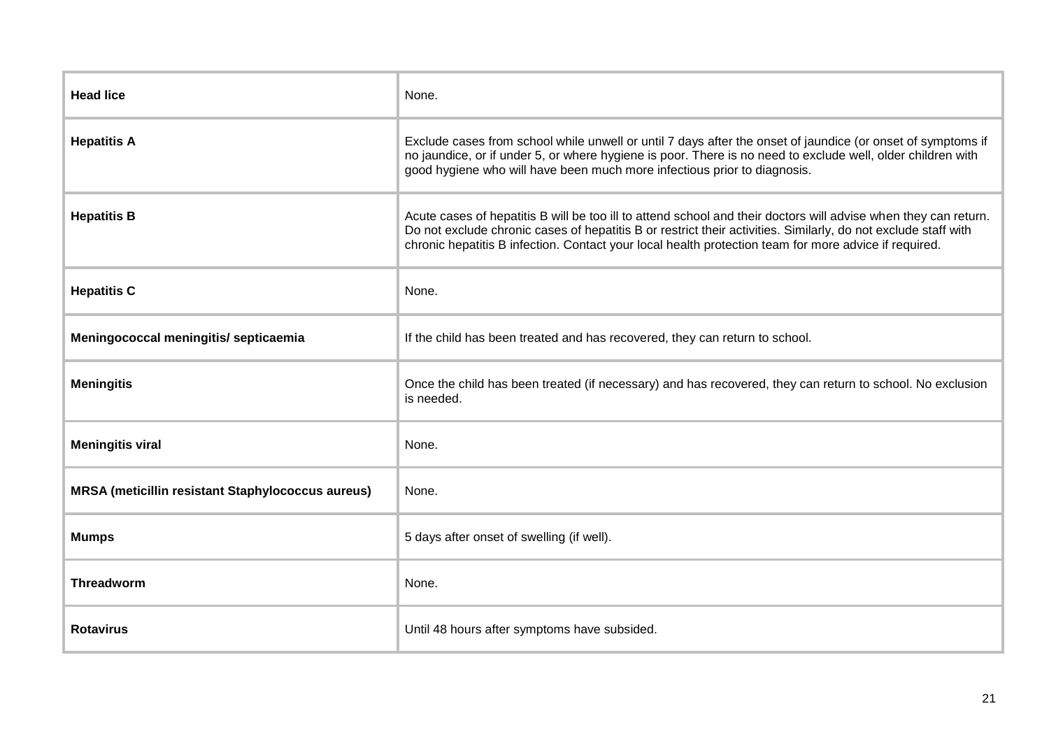| **Head lice** | None. |
|---|---|
| **Hepatitis A** | Exclude cases from school while unwell or until 7 days after the onset of jaundice (or onset of symptoms if no jaundice, or if under 5, or where hygiene is poor. There is no need to exclude well, older children with good hygiene who will have been much more infectious prior to diagnosis. |
| **Hepatitis B** | Acute cases of hepatitis B will be too ill to attend school and their doctors will advise when they can return. Do not exclude chronic cases of hepatitis B or restrict their activities. Similarly, do not exclude staff with chronic hepatitis B infection. Contact your local health protection team for more advice if required. |
| **Hepatitis C** | None. |
| **Meningococcal meningitis/ septicaemia** | If the child has been treated and has recovered, they can return to school. |
| **Meningitis** | Once the child has been treated (if necessary) and has recovered, they can return to school. No exclusion is needed. |
| **Meningitis viral** | None. |
| **MRSA (meticillin resistant Staphylococcus aureus)** | None. |
| **Mumps** | 5 days after onset of swelling (if well). |
| **Threadworm** | None. |
| **Rotavirus** | Until 48 hours after symptoms have subsided. |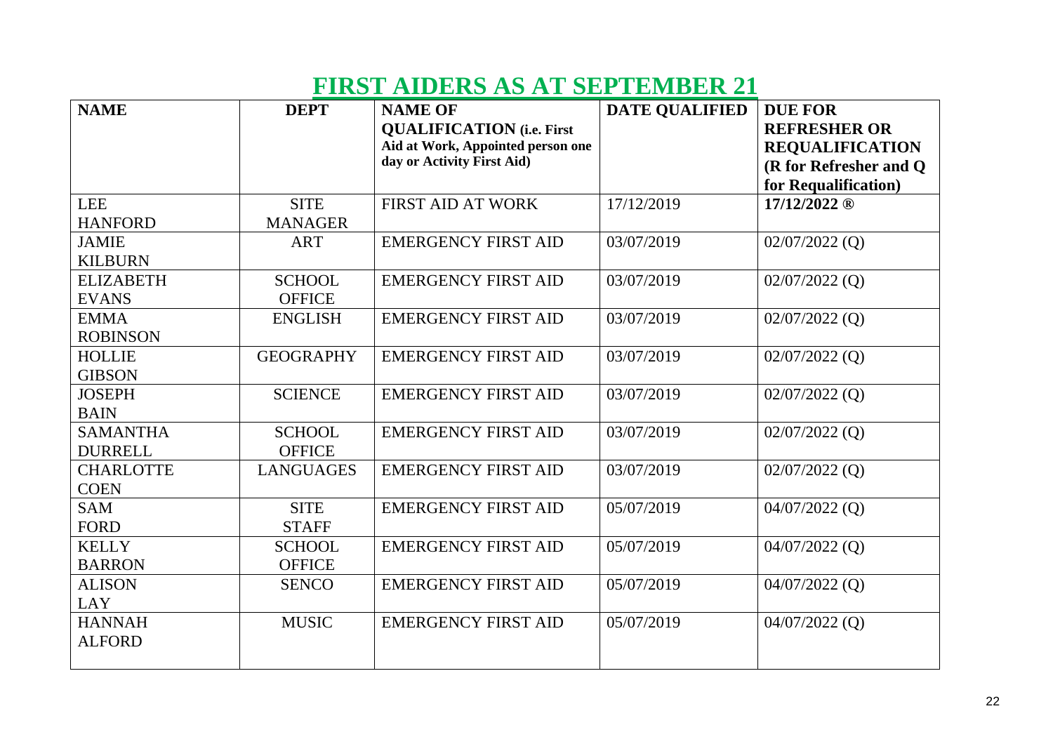# FIRST AIDERS AS AT SEPTEMBER 21

| NAME | DEPT | NAME OF QUALIFICATION (i.e. First Aid at Work, Appointed person one day or Activity First Aid) | DATE QUALIFIED | DUE FOR REFRESHER OR REQUALIFICATION (R for Refresher and Q for Requalification) |
|---|---|---|---|---|
| LEE HANFORD | SITE MANAGER | FIRST AID AT WORK | 17/12/2019 | **17/12/2022 ®** |
| JAMIE KILBURN | ART | EMERGENCY FIRST AID | 03/07/2019 | 02/07/2022 (Q) |
| ELIZABETH EVANS | SCHOOL OFFICE | EMERGENCY FIRST AID | 03/07/2019 | 02/07/2022 (Q) |
| EMMA ROBINSON | ENGLISH | EMERGENCY FIRST AID | 03/07/2019 | 02/07/2022 (Q) |
| HOLLIE GIBSON | GEOGRAPHY | EMERGENCY FIRST AID | 03/07/2019 | 02/07/2022 (Q) |
| JOSEPH BAIN | SCIENCE | EMERGENCY FIRST AID | 03/07/2019 | 02/07/2022 (Q) |
| SAMANTHA DURRELL | SCHOOL OFFICE | EMERGENCY FIRST AID | 03/07/2019 | 02/07/2022 (Q) |
| CHARLOTTE COEN | LANGUAGES | EMERGENCY FIRST AID | 03/07/2019 | 02/07/2022 (Q) |
| SAM FORD | SITE STAFF | EMERGENCY FIRST AID | 05/07/2019 | 04/07/2022 (Q) |
| KELLY BARRON | SCHOOL OFFICE | EMERGENCY FIRST AID | 05/07/2019 | 04/07/2022 (Q) |
| ALISON LAY | SENCO | EMERGENCY FIRST AID | 05/07/2019 | 04/07/2022 (Q) |
| HANNAH ALFORD | MUSIC | EMERGENCY FIRST AID | 05/07/2019 | 04/07/2022 (Q) |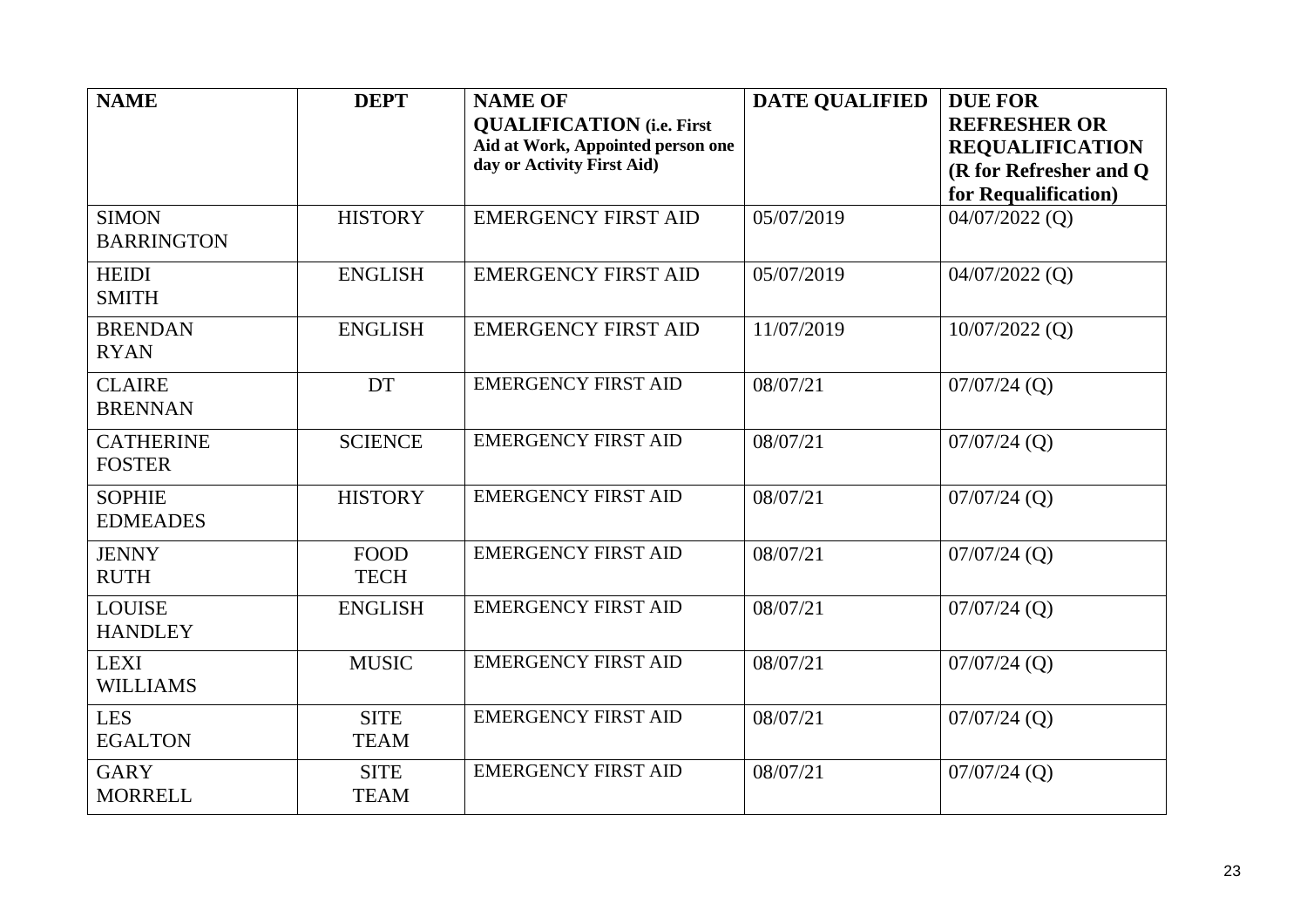| **NAME** | **DEPT** | **NAME OF QUALIFICATION (i.e. First Aid at Work, Appointed person one day or Activity First Aid)** | **DATE QUALIFIED** | **DUE FOR REFRESHER OR REQUALIFICATION (R for Refresher and Q for Requalification)** |
|---|---|---|---|---|
| SIMON BARRINGTON | HISTORY | EMERGENCY FIRST AID | 05/07/2019 | 04/07/2022 (Q) |
| HEIDI SMITH | ENGLISH | EMERGENCY FIRST AID | 05/07/2019 | 04/07/2022 (Q) |
| BRENDAN RYAN | ENGLISH | EMERGENCY FIRST AID | 11/07/2019 | 10/07/2022 (Q) |
| CLAIRE BRENNAN | DT | EMERGENCY FIRST AID | 08/07/21 | 07/07/24 (Q) |
| CATHERINE FOSTER | SCIENCE | EMERGENCY FIRST AID | 08/07/21 | 07/07/24 (Q) |
| SOPHIE EDMEADES | HISTORY | EMERGENCY FIRST AID | 08/07/21 | 07/07/24 (Q) |
| JENNY RUTH | FOOD TECH | EMERGENCY FIRST AID | 08/07/21 | 07/07/24 (Q) |
| LOUISE HANDLEY | ENGLISH | EMERGENCY FIRST AID | 08/07/21 | 07/07/24 (Q) |
| LEXI WILLIAMS | MUSIC | EMERGENCY FIRST AID | 08/07/21 | 07/07/24 (Q) |
| LES EGALTON | SITE TEAM | EMERGENCY FIRST AID | 08/07/21 | 07/07/24 (Q) |
| GARY MORRELL | SITE TEAM | EMERGENCY FIRST AID | 08/07/21 | 07/07/24 (Q) |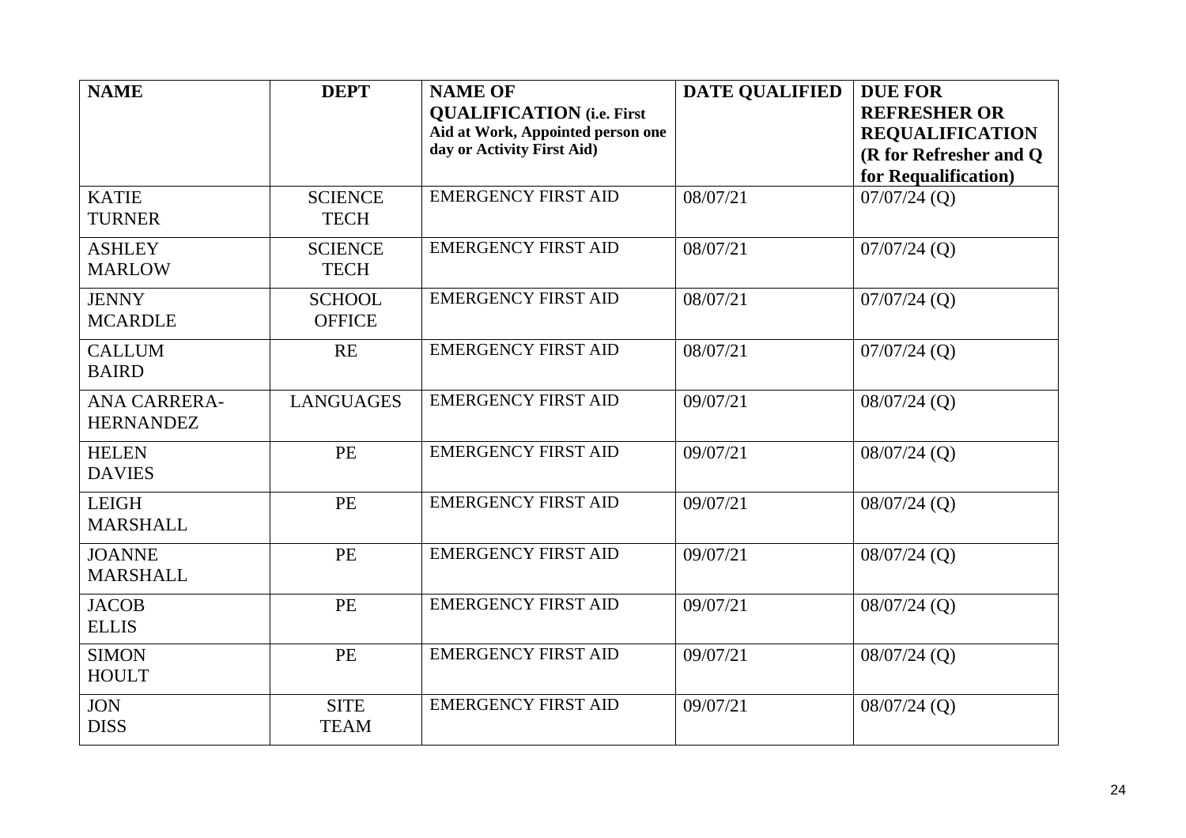| NAME | DEPT | NAME OF QUALIFICATION (i.e. First Aid at Work, Appointed person one day or Activity First Aid) | DATE QUALIFIED | DUE FOR REFRESHER OR REQUALIFICATION (R for Refresher and Q for Requalification) |
|---|---|---|---|---|
| KATIE TURNER | SCIENCE TECH | EMERGENCY FIRST AID | 08/07/21 | 07/07/24 (Q) |
| ASHLEY MARLOW | SCIENCE TECH | EMERGENCY FIRST AID | 08/07/21 | 07/07/24 (Q) |
| JENNY MCARDLE | SCHOOL OFFICE | EMERGENCY FIRST AID | 08/07/21 | 07/07/24 (Q) |
| CALLUM BAIRD | RE | EMERGENCY FIRST AID | 08/07/21 | 07/07/24 (Q) |
| ANA CARRERA-HERNANDEZ | LANGUAGES | EMERGENCY FIRST AID | 09/07/21 | 08/07/24 (Q) |
| HELEN DAVIES | PE | EMERGENCY FIRST AID | 09/07/21 | 08/07/24 (Q) |
| LEIGH MARSHALL | PE | EMERGENCY FIRST AID | 09/07/21 | 08/07/24 (Q) |
| JOANNE MARSHALL | PE | EMERGENCY FIRST AID | 09/07/21 | 08/07/24 (Q) |
| JACOB ELLIS | PE | EMERGENCY FIRST AID | 09/07/21 | 08/07/24 (Q) |
| SIMON HOULT | PE | EMERGENCY FIRST AID | 09/07/21 | 08/07/24 (Q) |
| JON DISS | SITE TEAM | EMERGENCY FIRST AID | 09/07/21 | 08/07/24 (Q) |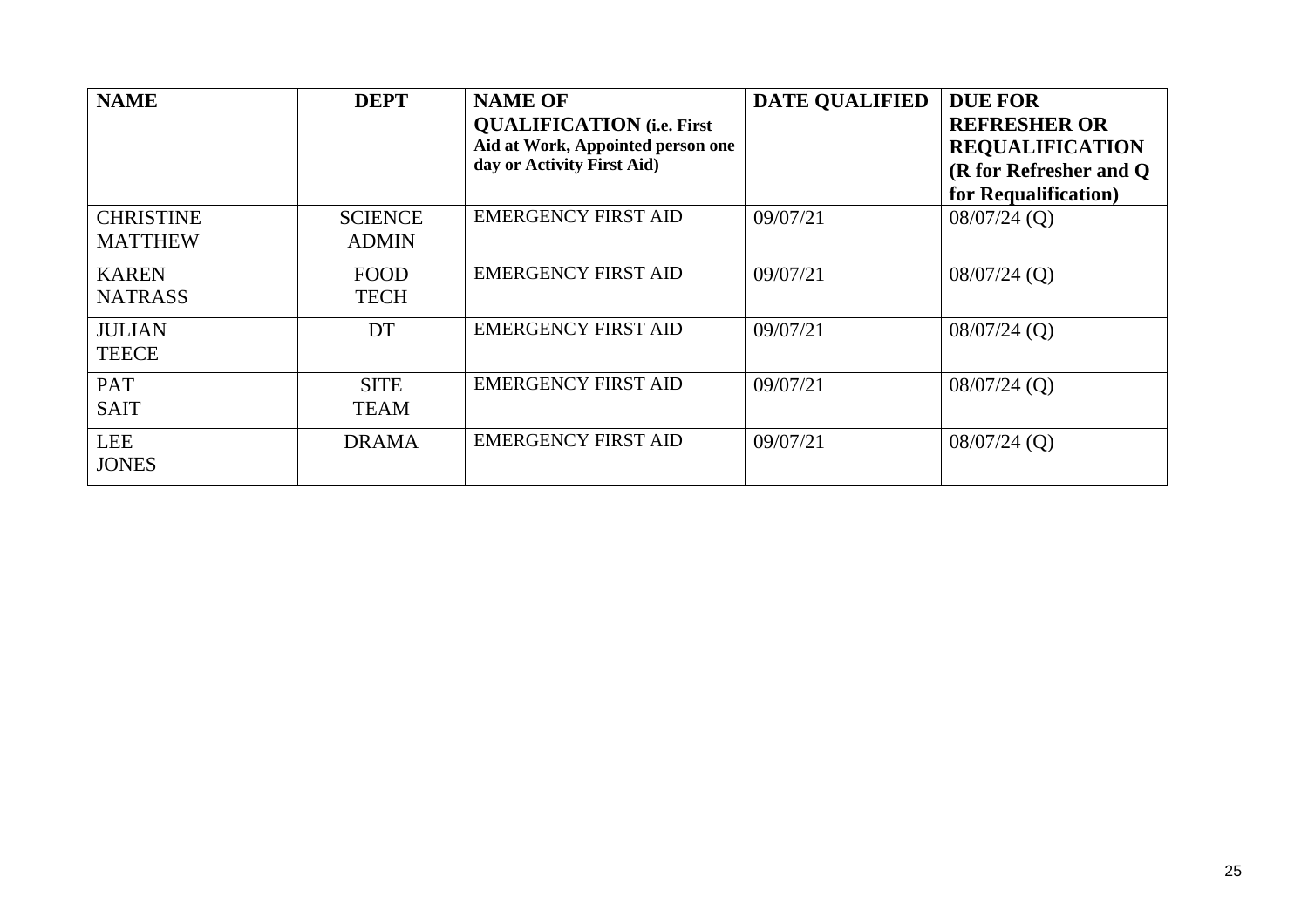| NAME | DEPT | NAME OF QUALIFICATION (i.e. First Aid at Work, Appointed person one day or Activity First Aid) | DATE QUALIFIED | DUE FOR REFRESHER OR REQUALIFICATION (R for Refresher and Q for Requalification) |
|---|---|---|---|---|
| CHRISTINE MATTHEW | SCIENCE ADMIN | EMERGENCY FIRST AID | 09/07/21 | 08/07/24 (Q) |
| KAREN NATRASS | FOOD TECH | EMERGENCY FIRST AID | 09/07/21 | 08/07/24 (Q) |
| JULIAN TEECE | DT | EMERGENCY FIRST AID | 09/07/21 | 08/07/24 (Q) |
| PAT SAIT | SITE TEAM | EMERGENCY FIRST AID | 09/07/21 | 08/07/24 (Q) |
| LEE JONES | DRAMA | EMERGENCY FIRST AID | 09/07/21 | 08/07/24 (Q) |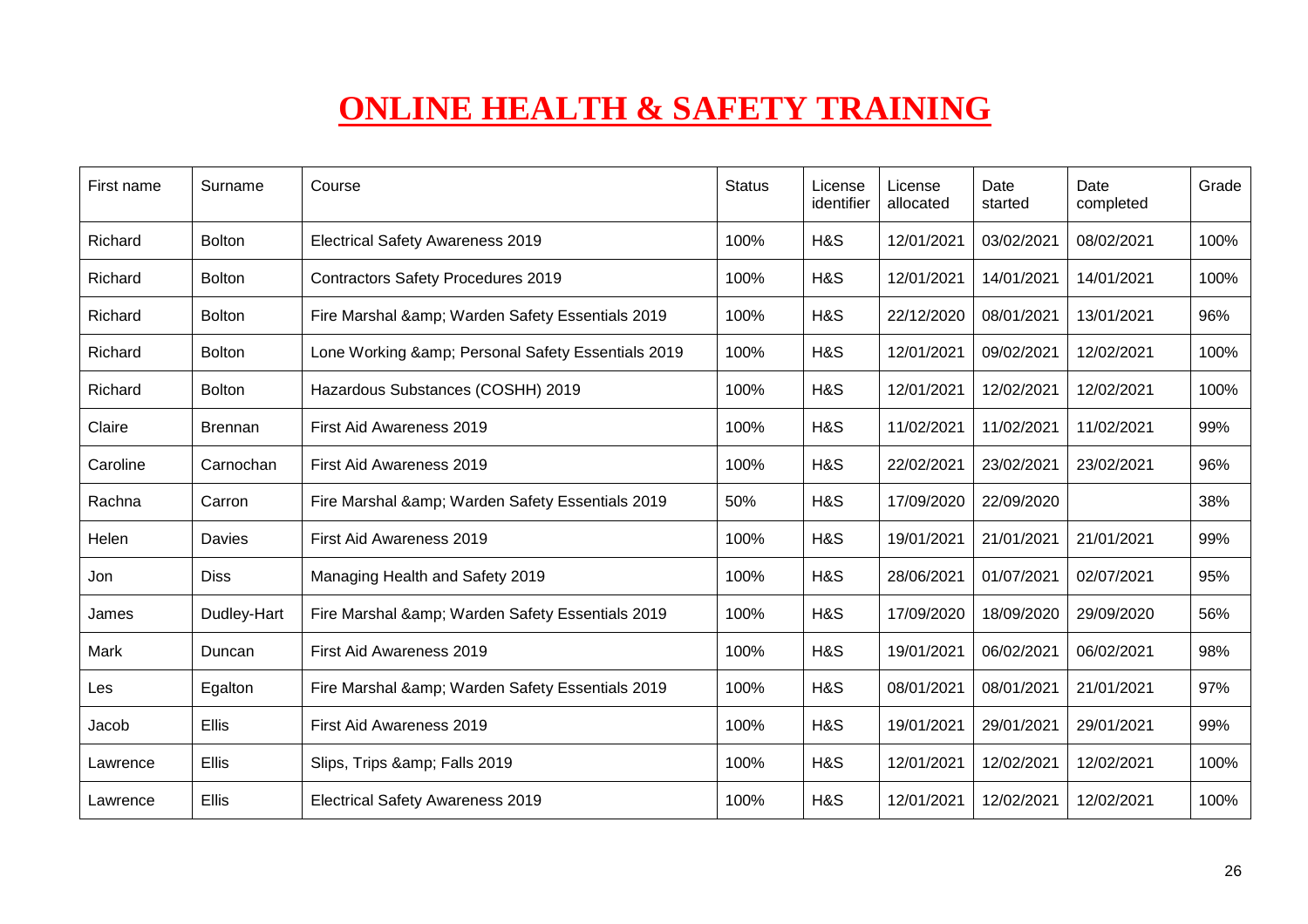# ONLINE HEALTH & SAFETY TRAINING

| First name | Surname | Course | Status | License identifier | License allocated | Date started | Date completed | Grade |
|---|---|---|---|---|---|---|---|---|
| Richard | Bolton | Electrical Safety Awareness 2019 | 100% | H&S | 12/01/2021 | 03/02/2021 | 08/02/2021 | 100% |
| Richard | Bolton | Contractors Safety Procedures 2019 | 100% | H&S | 12/01/2021 | 14/01/2021 | 14/01/2021 | 100% |
| Richard | Bolton | Fire Marshal &amp; Warden Safety Essentials 2019 | 100% | H&S | 22/12/2020 | 08/01/2021 | 13/01/2021 | 96% |
| Richard | Bolton | Lone Working &amp; Personal Safety Essentials 2019 | 100% | H&S | 12/01/2021 | 09/02/2021 | 12/02/2021 | 100% |
| Richard | Bolton | Hazardous Substances (COSHH) 2019 | 100% | H&S | 12/01/2021 | 12/02/2021 | 12/02/2021 | 100% |
| Claire | Brennan | First Aid Awareness 2019 | 100% | H&S | 11/02/2021 | 11/02/2021 | 11/02/2021 | 99% |
| Caroline | Carnochan | First Aid Awareness 2019 | 100% | H&S | 22/02/2021 | 23/02/2021 | 23/02/2021 | 96% |
| Rachna | Carron | Fire Marshal &amp; Warden Safety Essentials 2019 | 50% | H&S | 17/09/2020 | 22/09/2020 | | 38% |
| Helen | Davies | First Aid Awareness 2019 | 100% | H&S | 19/01/2021 | 21/01/2021 | 21/01/2021 | 99% |
| Jon | Diss | Managing Health and Safety 2019 | 100% | H&S | 28/06/2021 | 01/07/2021 | 02/07/2021 | 95% |
| James | Dudley-Hart | Fire Marshal &amp; Warden Safety Essentials 2019 | 100% | H&S | 17/09/2020 | 18/09/2020 | 29/09/2020 | 56% |
| Mark | Duncan | First Aid Awareness 2019 | 100% | H&S | 19/01/2021 | 06/02/2021 | 06/02/2021 | 98% |
| Les | Egalton | Fire Marshal &amp; Warden Safety Essentials 2019 | 100% | H&S | 08/01/2021 | 08/01/2021 | 21/01/2021 | 97% |
| Jacob | Ellis | First Aid Awareness 2019 | 100% | H&S | 19/01/2021 | 29/01/2021 | 29/01/2021 | 99% |
| Lawrence | Ellis | Slips, Trips &amp; Falls 2019 | 100% | H&S | 12/01/2021 | 12/02/2021 | 12/02/2021 | 100% |
| Lawrence | Ellis | Electrical Safety Awareness 2019 | 100% | H&S | 12/01/2021 | 12/02/2021 | 12/02/2021 | 100% |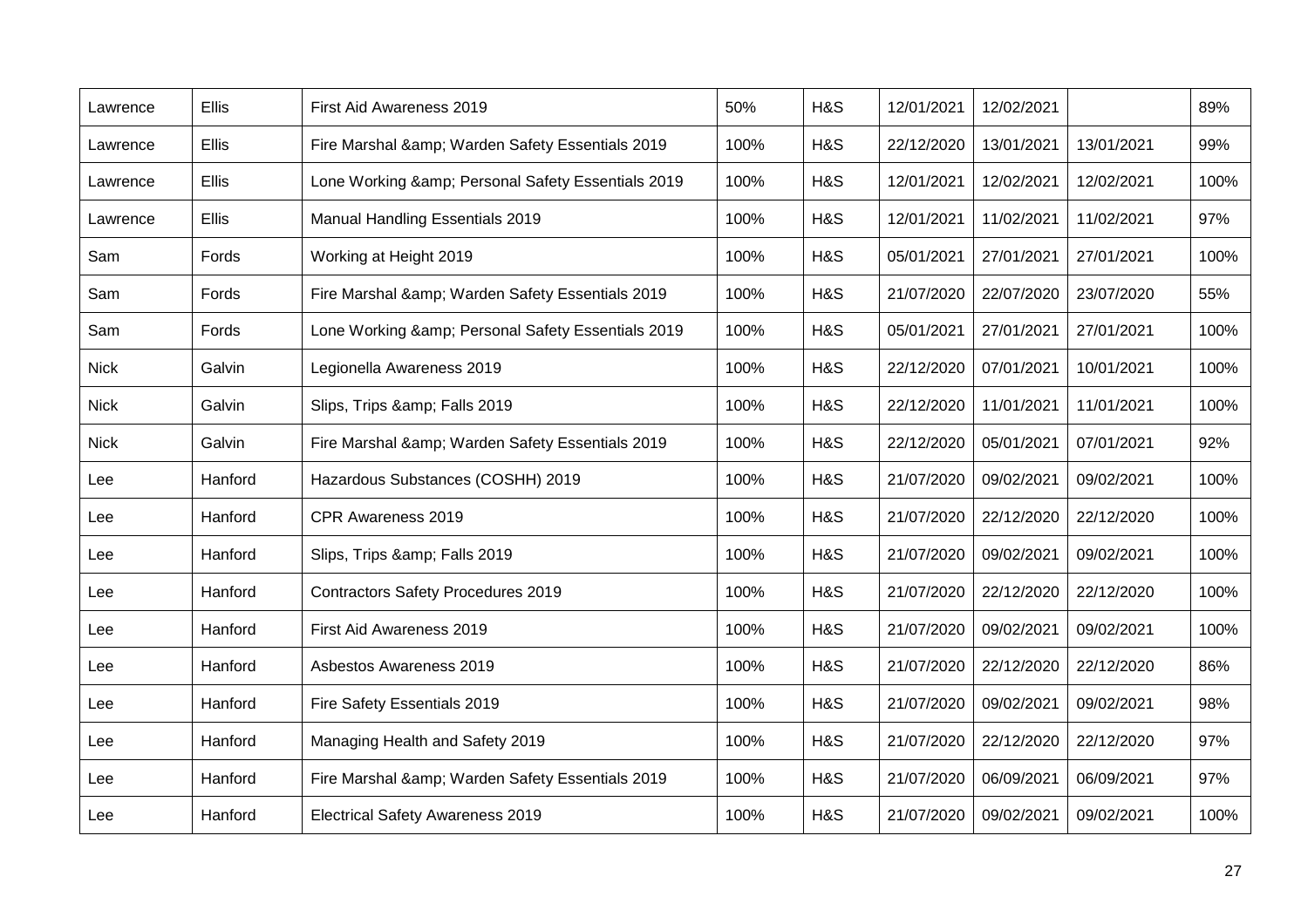| | | | | | | | | |
|---|---|---|---|---|---|---|---|---|
| Lawrence | Ellis | First Aid Awareness 2019 | 50% | H&S | 12/01/2021 | 12/02/2021 | | 89% |
| Lawrence | Ellis | Fire Marshal &amp; Warden Safety Essentials 2019 | 100% | H&S | 22/12/2020 | 13/01/2021 | 13/01/2021 | 99% |
| Lawrence | Ellis | Lone Working &amp; Personal Safety Essentials 2019 | 100% | H&S | 12/01/2021 | 12/02/2021 | 12/02/2021 | 100% |
| Lawrence | Ellis | Manual Handling Essentials 2019 | 100% | H&S | 12/01/2021 | 11/02/2021 | 11/02/2021 | 97% |
| Sam | Fords | Working at Height 2019 | 100% | H&S | 05/01/2021 | 27/01/2021 | 27/01/2021 | 100% |
| Sam | Fords | Fire Marshal &amp; Warden Safety Essentials 2019 | 100% | H&S | 21/07/2020 | 22/07/2020 | 23/07/2020 | 55% |
| Sam | Fords | Lone Working &amp; Personal Safety Essentials 2019 | 100% | H&S | 05/01/2021 | 27/01/2021 | 27/01/2021 | 100% |
| Nick | Galvin | Legionella Awareness 2019 | 100% | H&S | 22/12/2020 | 07/01/2021 | 10/01/2021 | 100% |
| Nick | Galvin | Slips, Trips &amp; Falls 2019 | 100% | H&S | 22/12/2020 | 11/01/2021 | 11/01/2021 | 100% |
| Nick | Galvin | Fire Marshal &amp; Warden Safety Essentials 2019 | 100% | H&S | 22/12/2020 | 05/01/2021 | 07/01/2021 | 92% |
| Lee | Hanford | Hazardous Substances (COSHH) 2019 | 100% | H&S | 21/07/2020 | 09/02/2021 | 09/02/2021 | 100% |
| Lee | Hanford | CPR Awareness 2019 | 100% | H&S | 21/07/2020 | 22/12/2020 | 22/12/2020 | 100% |
| Lee | Hanford | Slips, Trips &amp; Falls 2019 | 100% | H&S | 21/07/2020 | 09/02/2021 | 09/02/2021 | 100% |
| Lee | Hanford | Contractors Safety Procedures 2019 | 100% | H&S | 21/07/2020 | 22/12/2020 | 22/12/2020 | 100% |
| Lee | Hanford | First Aid Awareness 2019 | 100% | H&S | 21/07/2020 | 09/02/2021 | 09/02/2021 | 100% |
| Lee | Hanford | Asbestos Awareness 2019 | 100% | H&S | 21/07/2020 | 22/12/2020 | 22/12/2020 | 86% |
| Lee | Hanford | Fire Safety Essentials 2019 | 100% | H&S | 21/07/2020 | 09/02/2021 | 09/02/2021 | 98% |
| Lee | Hanford | Managing Health and Safety 2019 | 100% | H&S | 21/07/2020 | 22/12/2020 | 22/12/2020 | 97% |
| Lee | Hanford | Fire Marshal &amp; Warden Safety Essentials 2019 | 100% | H&S | 21/07/2020 | 06/09/2021 | 06/09/2021 | 97% |
| Lee | Hanford | Electrical Safety Awareness 2019 | 100% | H&S | 21/07/2020 | 09/02/2021 | 09/02/2021 | 100% |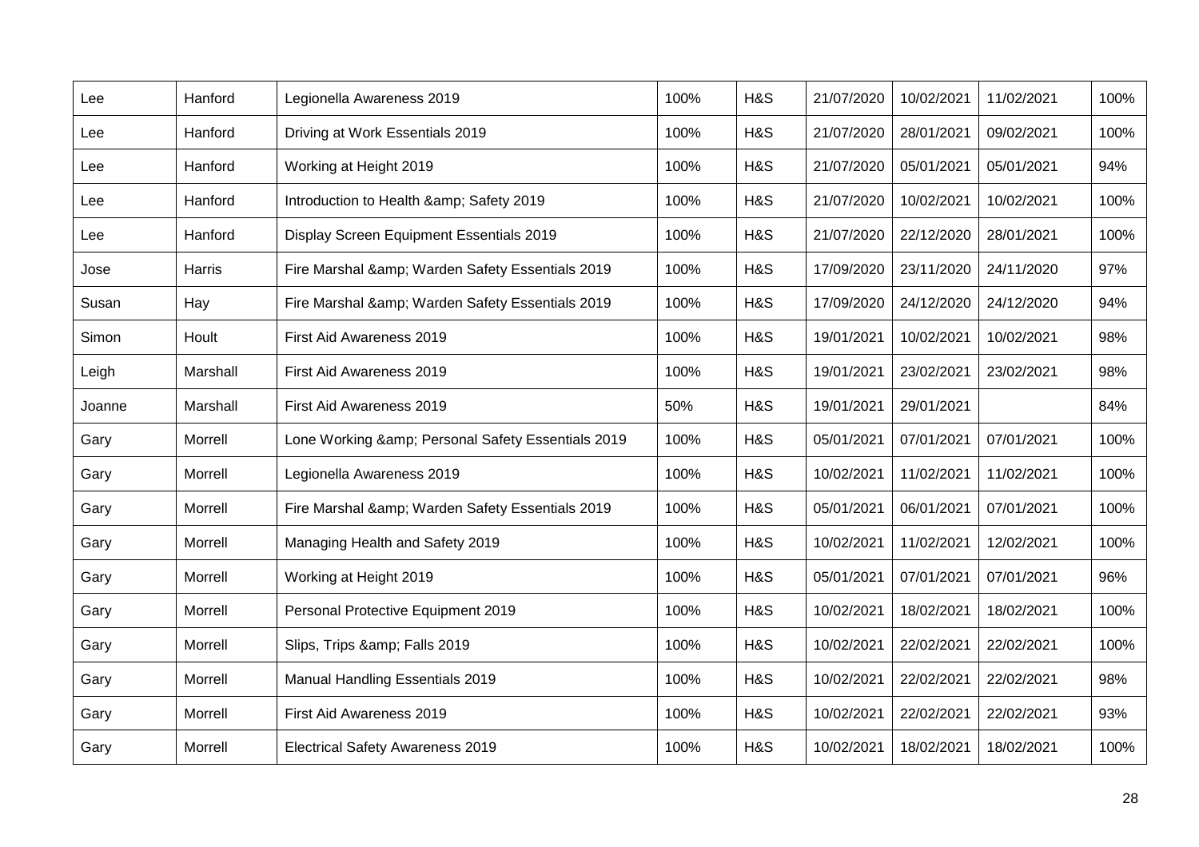| | | | | | | | | |
|---|---|---|---|---|---|---|---|---|
| Lee | Hanford | Legionella Awareness 2019 | 100% | H&S | 21/07/2020 | 10/02/2021 | 11/02/2021 | 100% |
| Lee | Hanford | Driving at Work Essentials 2019 | 100% | H&S | 21/07/2020 | 28/01/2021 | 09/02/2021 | 100% |
| Lee | Hanford | Working at Height 2019 | 100% | H&S | 21/07/2020 | 05/01/2021 | 05/01/2021 | 94% |
| Lee | Hanford | Introduction to Health &amp; Safety 2019 | 100% | H&S | 21/07/2020 | 10/02/2021 | 10/02/2021 | 100% |
| Lee | Hanford | Display Screen Equipment Essentials 2019 | 100% | H&S | 21/07/2020 | 22/12/2020 | 28/01/2021 | 100% |
| Jose | Harris | Fire Marshal &amp; Warden Safety Essentials 2019 | 100% | H&S | 17/09/2020 | 23/11/2020 | 24/11/2020 | 97% |
| Susan | Hay | Fire Marshal &amp; Warden Safety Essentials 2019 | 100% | H&S | 17/09/2020 | 24/12/2020 | 24/12/2020 | 94% |
| Simon | Hoult | First Aid Awareness 2019 | 100% | H&S | 19/01/2021 | 10/02/2021 | 10/02/2021 | 98% |
| Leigh | Marshall | First Aid Awareness 2019 | 100% | H&S | 19/01/2021 | 23/02/2021 | 23/02/2021 | 98% |
| Joanne | Marshall | First Aid Awareness 2019 | 50% | H&S | 19/01/2021 | 29/01/2021 | | 84% |
| Gary | Morrell | Lone Working &amp; Personal Safety Essentials 2019 | 100% | H&S | 05/01/2021 | 07/01/2021 | 07/01/2021 | 100% |
| Gary | Morrell | Legionella Awareness 2019 | 100% | H&S | 10/02/2021 | 11/02/2021 | 11/02/2021 | 100% |
| Gary | Morrell | Fire Marshal &amp; Warden Safety Essentials 2019 | 100% | H&S | 05/01/2021 | 06/01/2021 | 07/01/2021 | 100% |
| Gary | Morrell | Managing Health and Safety 2019 | 100% | H&S | 10/02/2021 | 11/02/2021 | 12/02/2021 | 100% |
| Gary | Morrell | Working at Height 2019 | 100% | H&S | 05/01/2021 | 07/01/2021 | 07/01/2021 | 96% |
| Gary | Morrell | Personal Protective Equipment 2019 | 100% | H&S | 10/02/2021 | 18/02/2021 | 18/02/2021 | 100% |
| Gary | Morrell | Slips, Trips &amp; Falls 2019 | 100% | H&S | 10/02/2021 | 22/02/2021 | 22/02/2021 | 100% |
| Gary | Morrell | Manual Handling Essentials 2019 | 100% | H&S | 10/02/2021 | 22/02/2021 | 22/02/2021 | 98% |
| Gary | Morrell | First Aid Awareness 2019 | 100% | H&S | 10/02/2021 | 22/02/2021 | 22/02/2021 | 93% |
| Gary | Morrell | Electrical Safety Awareness 2019 | 100% | H&S | 10/02/2021 | 18/02/2021 | 18/02/2021 | 100% |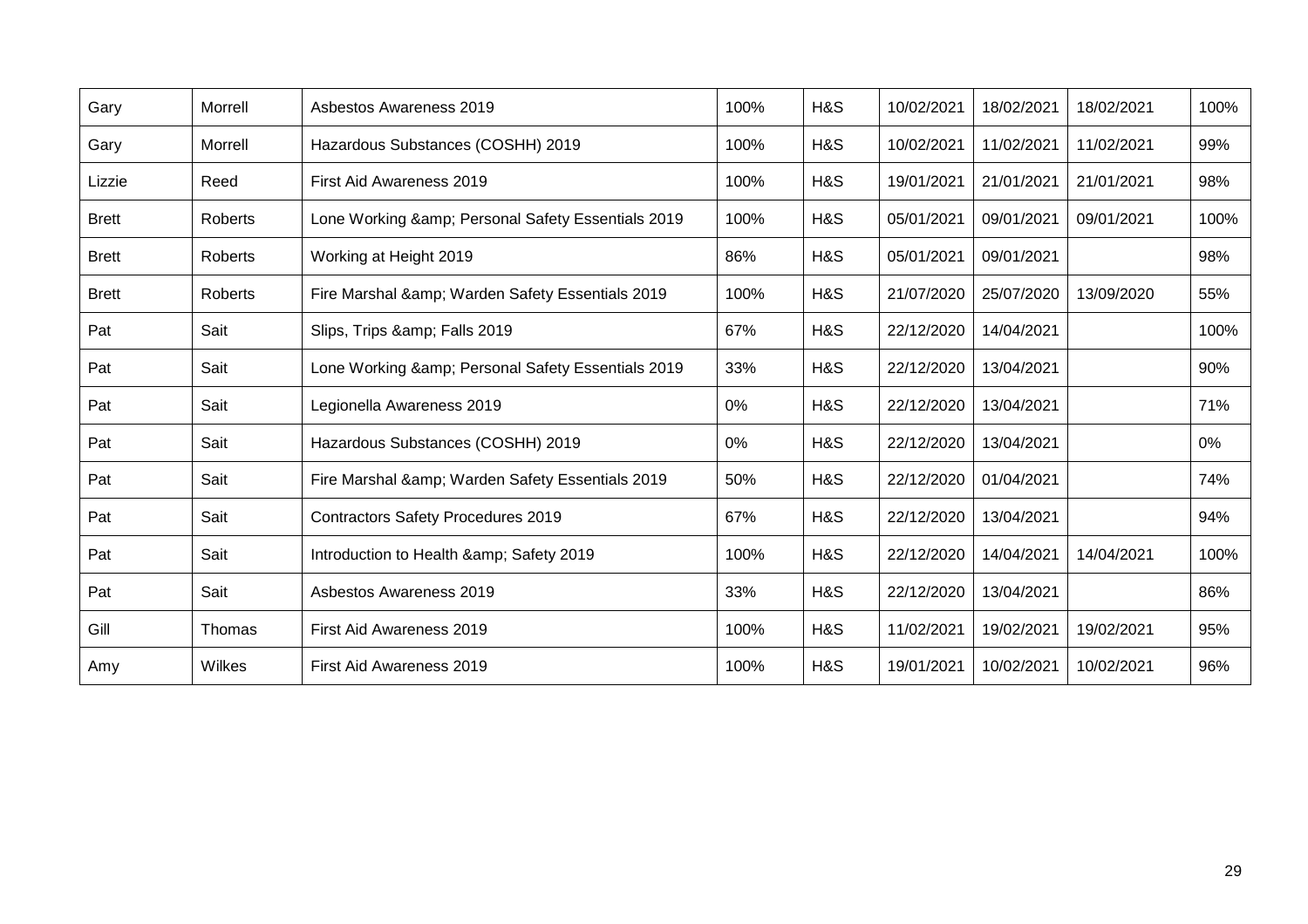| | | | | | | | | | |
|---|---|---|---|---|---|---|---|---|---|
| Gary | Morrell | Asbestos Awareness 2019 | 100% | H&S | 10/02/2021 | 18/02/2021 | 18/02/2021 | 100% |
| Gary | Morrell | Hazardous Substances (COSHH) 2019 | 100% | H&S | 10/02/2021 | 11/02/2021 | 11/02/2021 | 99% |
| Lizzie | Reed | First Aid Awareness 2019 | 100% | H&S | 19/01/2021 | 21/01/2021 | 21/01/2021 | 98% |
| Brett | Roberts | Lone Working &amp; Personal Safety Essentials 2019 | 100% | H&S | 05/01/2021 | 09/01/2021 | 09/01/2021 | 100% |
| Brett | Roberts | Working at Height 2019 | 86% | H&S | 05/01/2021 | 09/01/2021 | | 98% |
| Brett | Roberts | Fire Marshal &amp; Warden Safety Essentials 2019 | 100% | H&S | 21/07/2020 | 25/07/2020 | 13/09/2020 | 55% |
| Pat | Sait | Slips, Trips &amp; Falls 2019 | 67% | H&S | 22/12/2020 | 14/04/2021 | | 100% |
| Pat | Sait | Lone Working &amp; Personal Safety Essentials 2019 | 33% | H&S | 22/12/2020 | 13/04/2021 | | 90% |
| Pat | Sait | Legionella Awareness 2019 | 0% | H&S | 22/12/2020 | 13/04/2021 | | 71% |
| Pat | Sait | Hazardous Substances (COSHH) 2019 | 0% | H&S | 22/12/2020 | 13/04/2021 | | 0% |
| Pat | Sait | Fire Marshal &amp; Warden Safety Essentials 2019 | 50% | H&S | 22/12/2020 | 01/04/2021 | | 74% |
| Pat | Sait | Contractors Safety Procedures 2019 | 67% | H&S | 22/12/2020 | 13/04/2021 | | 94% |
| Pat | Sait | Introduction to Health &amp; Safety 2019 | 100% | H&S | 22/12/2020 | 14/04/2021 | 14/04/2021 | 100% |
| Pat | Sait | Asbestos Awareness 2019 | 33% | H&S | 22/12/2020 | 13/04/2021 | | 86% |
| Gill | Thomas | First Aid Awareness 2019 | 100% | H&S | 11/02/2021 | 19/02/2021 | 19/02/2021 | 95% |
| Amy | Wilkes | First Aid Awareness 2019 | 100% | H&S | 19/01/2021 | 10/02/2021 | 10/02/2021 | 96% |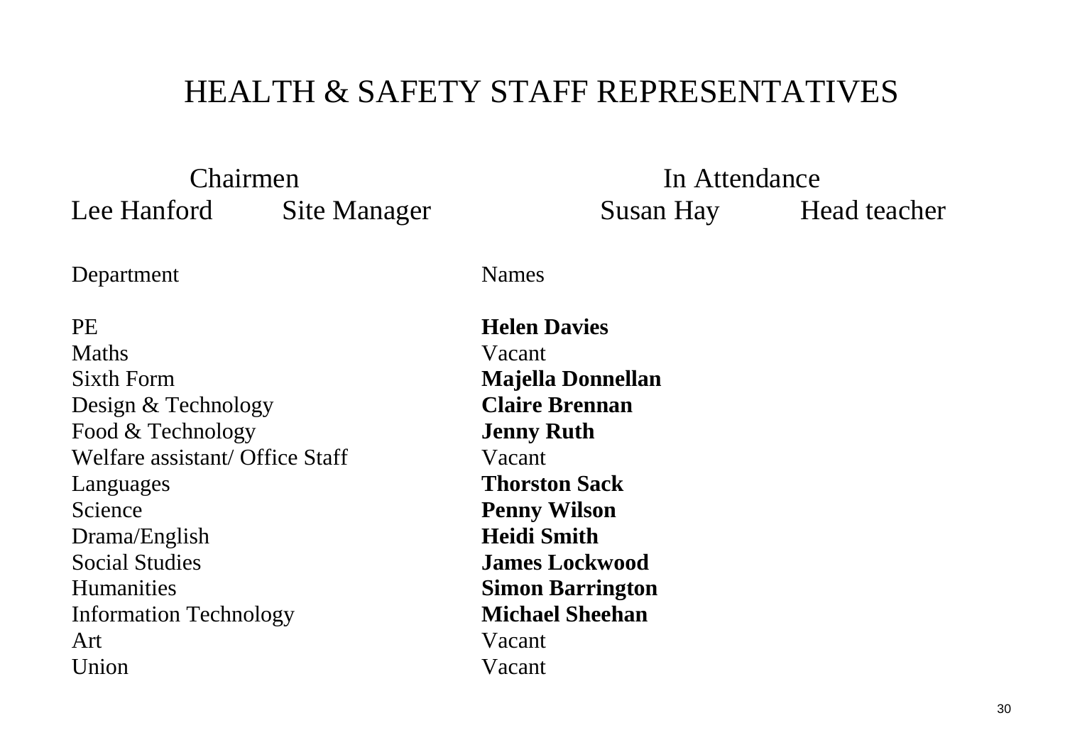# HEALTH & SAFETY STAFF REPRESENTATIVES

| Chairmen | | In Attendance | |
|---|---|---|---|
| Lee Hanford | Site Manager | Susan Hay | Head teacher |

| Department | Names |
|---|---|
| PE | **Helen Davies** |
| Maths | Vacant |
| Sixth Form | **Majella Donnellan** |
| Design & Technology | **Claire Brennan** |
| Food & Technology | **Jenny Ruth** |
| Welfare assistant/ Office Staff | Vacant |
| Languages | **Thorston Sack** |
| Science | **Penny Wilson** |
| Drama/English | **Heidi Smith** |
| Social Studies | **James Lockwood** |
| Humanities | **Simon Barrington** |
| Information Technology | **Michael Sheehan** |
| Art | Vacant |
| Union | Vacant |